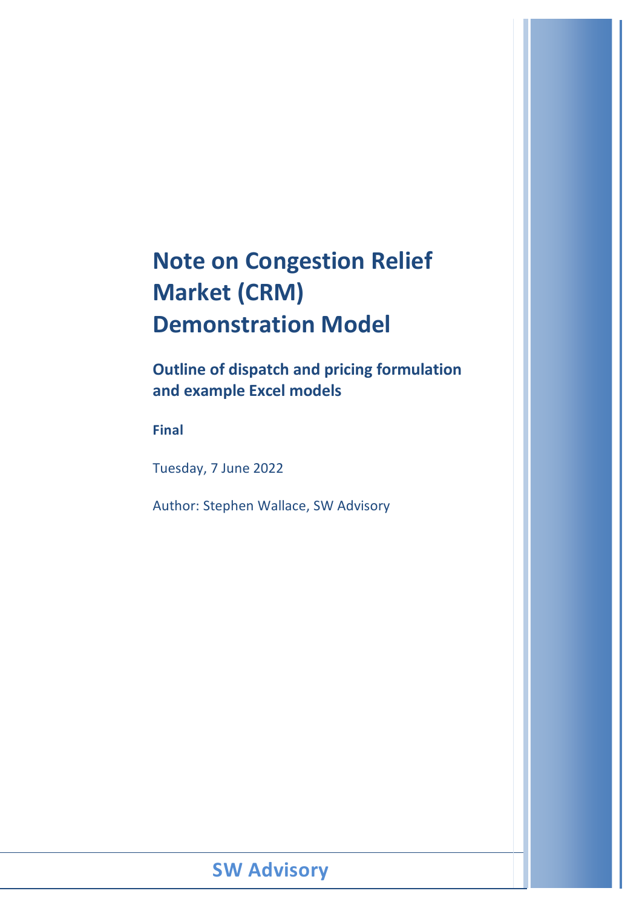# Note on Congestion Relief Market (CRM) Demonstration Model

## Outline of dispatch and pricing formulation and example Excel models

**Final**

Tuesday, 7 June 2022

Author: Stephen Wallace, SW Advisory

**SW Advisory**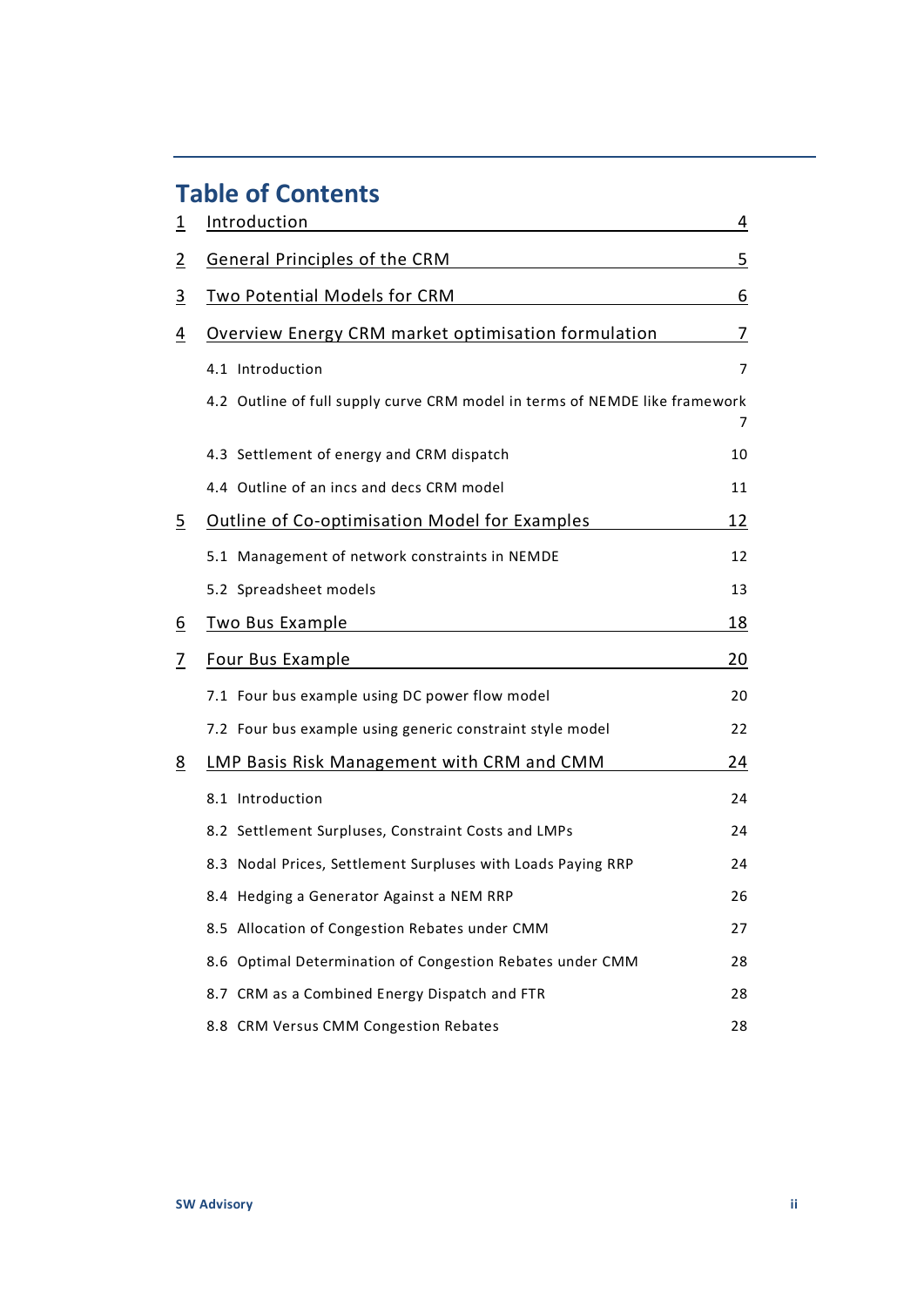# Table of Contents

1 Introduction 4

2 General Principles of the CRM 5

3 Two Potential Models for CRM 6

4 Overview Energy CRM market optimisation formulation 7

- 4.1 Introduction 7
- 4.2 Outline of full supply curve CRM model in terms of NEMDE like framework 7
- 4.3 Settlement of energy and CRM dispatch 10
- 4.4 Outline of an incs and decs CRM model 11

5 Outline of Co-optimisation Model for Examples 12

- 5.1 Management of network constraints in NEMDE 12
- 5.2 Spreadsheet models 13

6 Two Bus Example 18

7 Four Bus Example 20

- 7.1 Four bus example using DC power flow model 20
- 7.2 Four bus example using generic constraint style model 22

8 LMP Basis Risk Management with CRM and CMM 24

- 8.1 Introduction 24
- 8.2 Settlement Surpluses, Constraint Costs and LMPs 24
- 8.3 Nodal Prices, Settlement Surpluses with Loads Paying RRP 24
- 8.4 Hedging a Generator Against a NEM RRP 26
- 8.5 Allocation of Congestion Rebates under CMM 27
- 8.6 Optimal Determination of Congestion Rebates under CMM 28
- 8.7 CRM as a Combined Energy Dispatch and FTR 28
- 8.8 CRM Versus CMM Congestion Rebates 28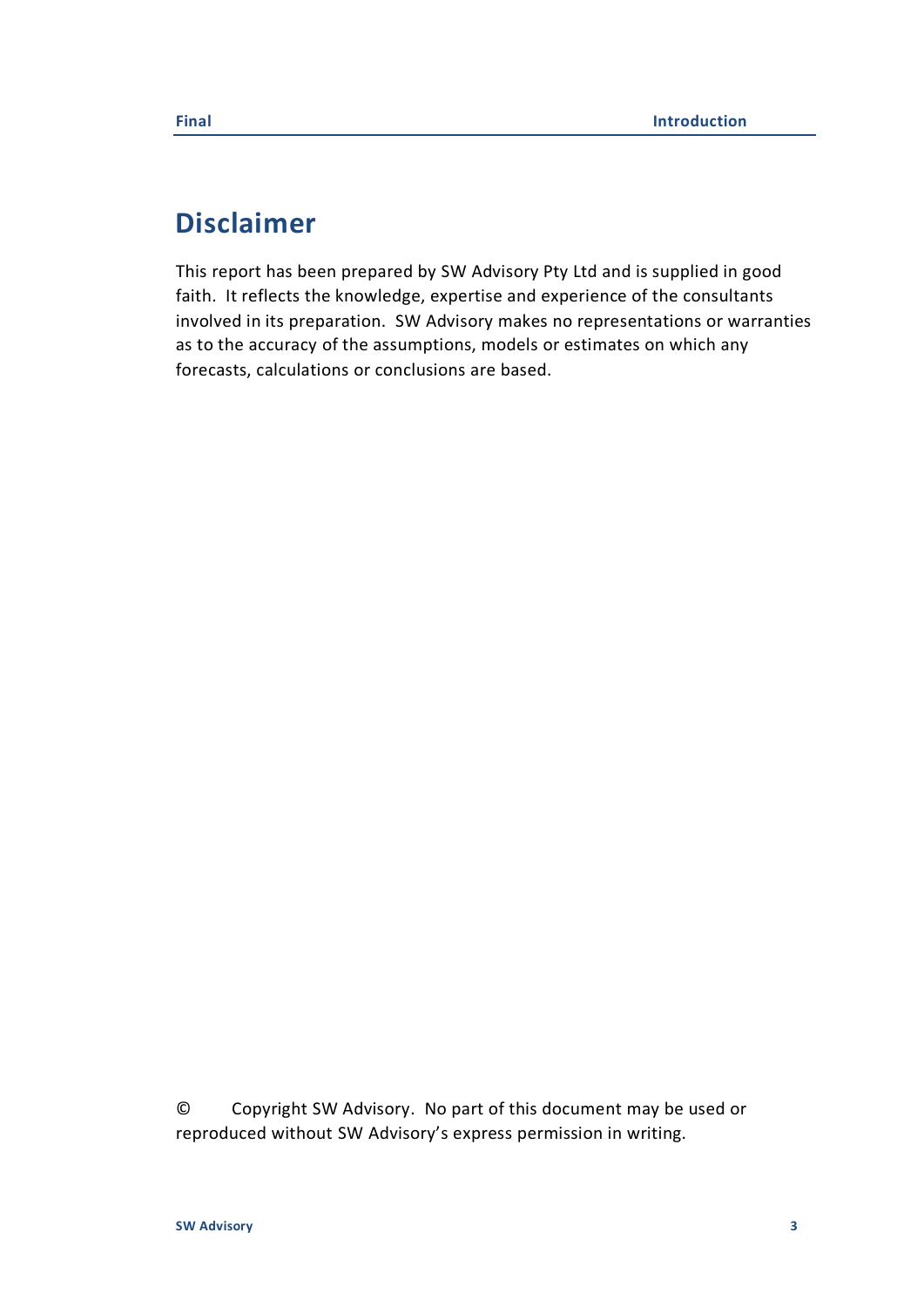# Disclaimer

This report has been prepared by SW Advisory Pty Ltd and is supplied in good faith. It reflects the knowledge, expertise and experience of the consultants involved in its preparation. SW Advisory makes no representations or warranties as to the accuracy of the assumptions, models or estimates on which any forecasts, calculations or conclusions are based.

© Copyright SW Advisory. No part of this document may be used or reproduced without SW Advisory's express permission in writing.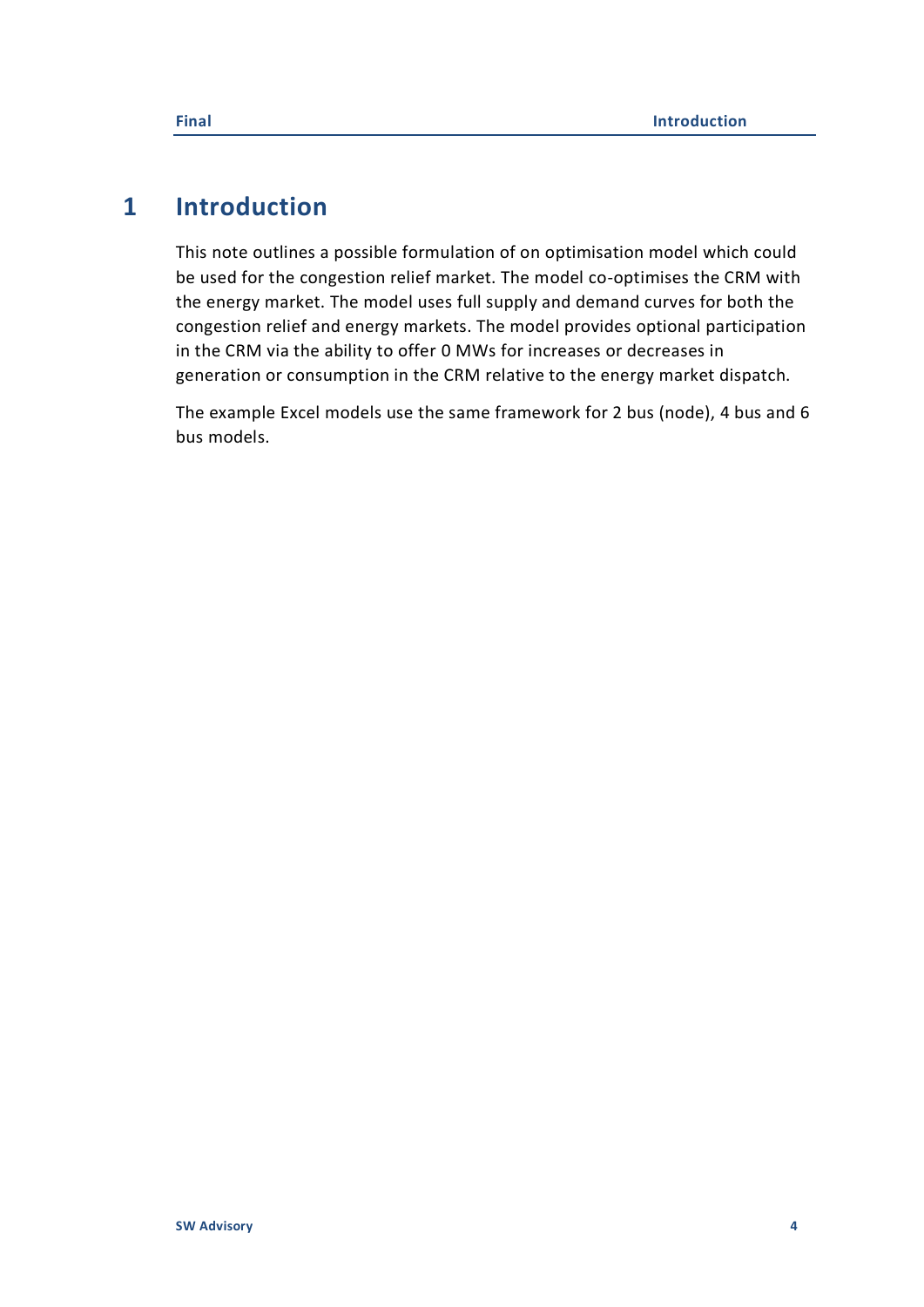# 1 Introduction

This note outlines a possible formulation of on optimisation model which could be used for the congestion relief market. The model co-optimises the CRM with the energy market. The model uses full supply and demand curves for both the congestion relief and energy markets. The model provides optional participation in the CRM via the ability to offer 0 MWs for increases or decreases in generation or consumption in the CRM relative to the energy market dispatch.

The example Excel models use the same framework for 2 bus (node), 4 bus and 6 bus models.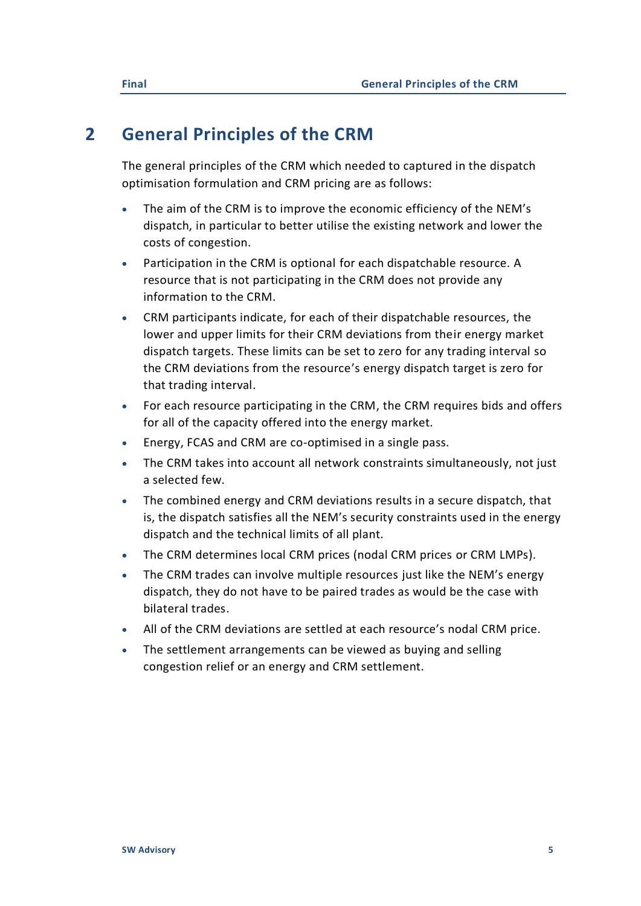# 2 General Principles of the CRM

The general principles of the CRM which needed to captured in the dispatch optimisation formulation and CRM pricing are as follows:

- The aim of the CRM is to improve the economic efficiency of the NEM's dispatch, in particular to better utilise the existing network and lower the costs of congestion.
- Participation in the CRM is optional for each dispatchable resource. A resource that is not participating in the CRM does not provide any information to the CRM.
- CRM participants indicate, for each of their dispatchable resources, the lower and upper limits for their CRM deviations from their energy market dispatch targets. These limits can be set to zero for any trading interval so the CRM deviations from the resource's energy dispatch target is zero for that trading interval.
- For each resource participating in the CRM, the CRM requires bids and offers for all of the capacity offered into the energy market.
- Energy, FCAS and CRM are co-optimised in a single pass.
- The CRM takes into account all network constraints simultaneously, not just a selected few.
- The combined energy and CRM deviations results in a secure dispatch, that is, the dispatch satisfies all the NEM's security constraints used in the energy dispatch and the technical limits of all plant.
- The CRM determines local CRM prices (nodal CRM prices or CRM LMPs).
- The CRM trades can involve multiple resources just like the NEM's energy dispatch, they do not have to be paired trades as would be the case with bilateral trades.
- All of the CRM deviations are settled at each resource's nodal CRM price.
- The settlement arrangements can be viewed as buying and selling congestion relief or an energy and CRM settlement.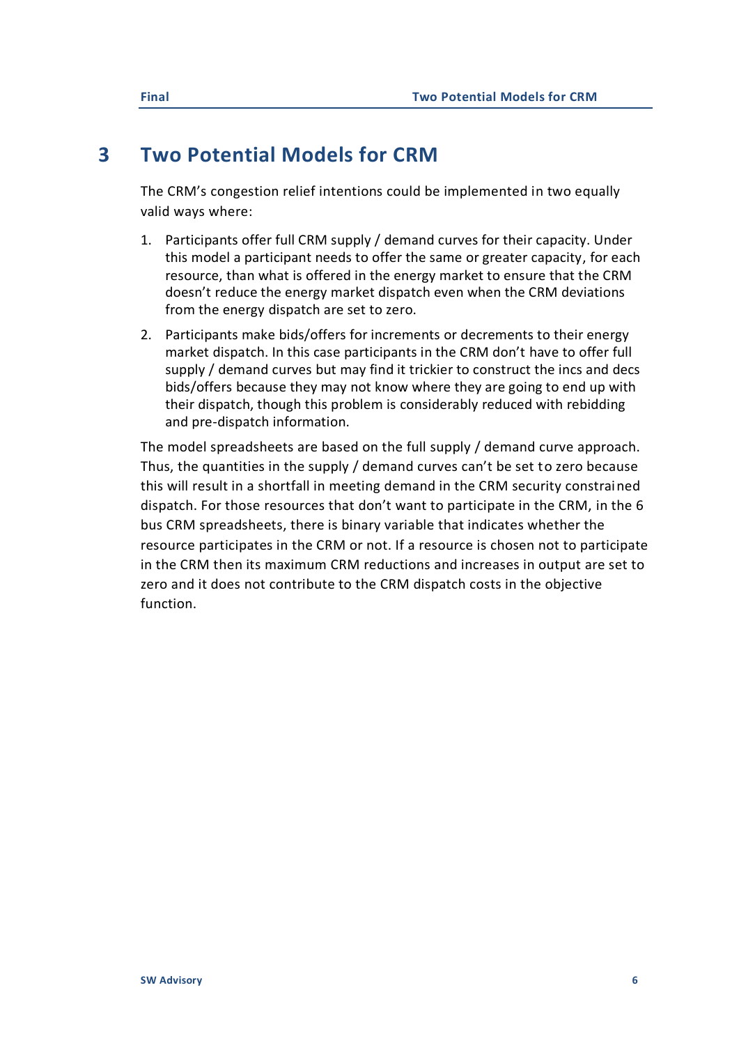# 3 Two Potential Models for CRM

The CRM's congestion relief intentions could be implemented in two equally valid ways where:

1. Participants offer full CRM supply / demand curves for their capacity. Under this model a participant needs to offer the same or greater capacity, for each resource, than what is offered in the energy market to ensure that the CRM doesn't reduce the energy market dispatch even when the CRM deviations from the energy dispatch are set to zero.
2. Participants make bids/offers for increments or decrements to their energy market dispatch. In this case participants in the CRM don't have to offer full supply / demand curves but may find it trickier to construct the incs and decs bids/offers because they may not know where they are going to end up with their dispatch, though this problem is considerably reduced with rebidding and pre-dispatch information.

The model spreadsheets are based on the full supply / demand curve approach. Thus, the quantities in the supply / demand curves can't be set to zero because this will result in a shortfall in meeting demand in the CRM security constrained dispatch. For those resources that don't want to participate in the CRM, in the 6 bus CRM spreadsheets, there is binary variable that indicates whether the resource participates in the CRM or not. If a resource is chosen not to participate in the CRM then its maximum CRM reductions and increases in output are set to zero and it does not contribute to the CRM dispatch costs in the objective function.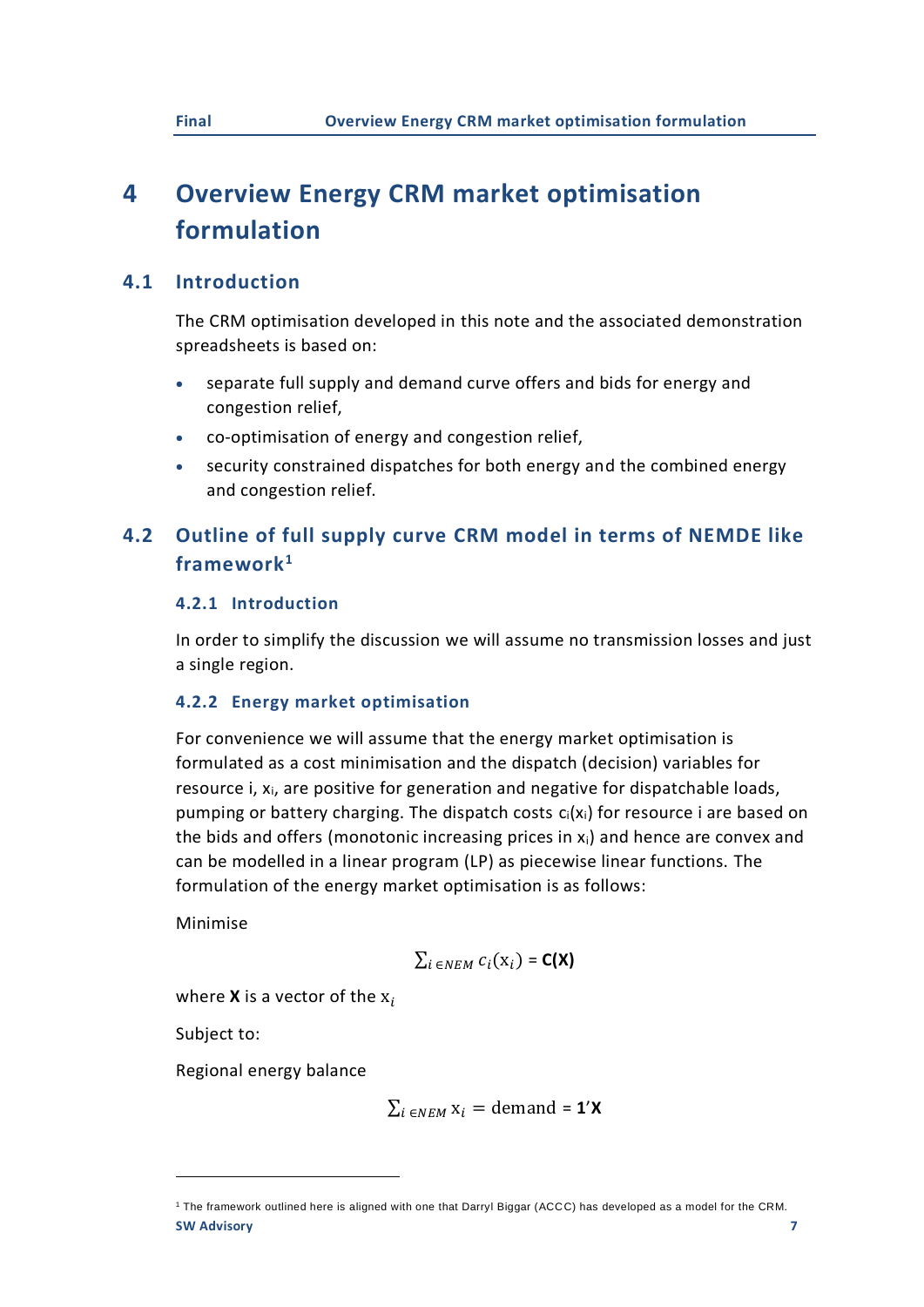# 4 Overview Energy CRM market optimisation formulation

## 4.1 Introduction

The CRM optimisation developed in this note and the associated demonstration spreadsheets is based on:

- separate full supply and demand curve offers and bids for energy and congestion relief,
- co-optimisation of energy and congestion relief,
- security constrained dispatches for both energy and the combined energy and congestion relief.

## 4.2 Outline of full supply curve CRM model in terms of NEMDE like framework[1]

### 4.2.1 Introduction

In order to simplify the discussion we will assume no transmission losses and just a single region.

### 4.2.2 Energy market optimisation

For convenience we will assume that the energy market optimisation is formulated as a cost minimisation and the dispatch (decision) variables for resource i, $x_i$, are positive for generation and negative for dispatchable loads, pumping or battery charging. The dispatch costs $c_i(x_i)$ for resource i are based on the bids and offers (monotonic increasing prices in $x_i$) and hence are convex and can be modelled in a linear program (LP) as piecewise linear functions. The formulation of the energy market optimisation is as follows:

Minimise

$$\sum_{i \in NEM} c_i(\mathrm{x}_i) = \mathbf{C(X)}$$

where $\mathbf{X}$ is a vector of the $\mathrm{x}_i$

Subject to:

Regional energy balance

$$\sum_{i \in NEM} \mathrm{x}_i = \text{demand} = \mathbf{1'X}$$

---

[1] The framework outlined here is aligned with one that Darryl Biggar (ACCC) has developed as a model for the CRM.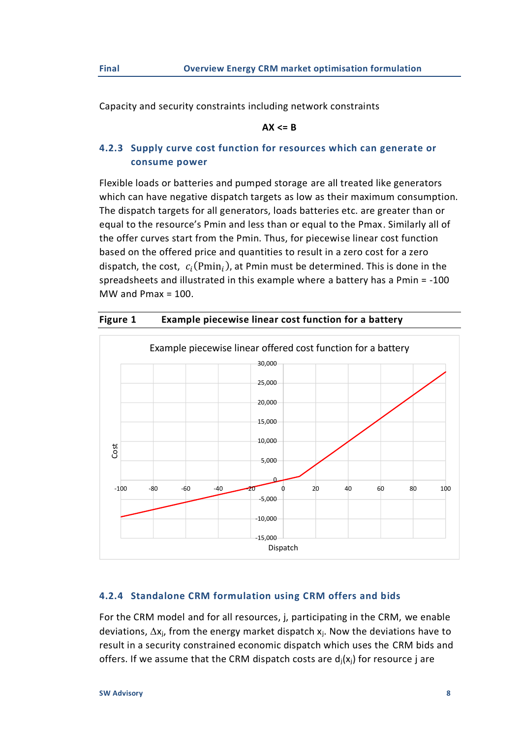Capacity and security constraints including network constraints

$$AX <= B$$

### 4.2.3 Supply curve cost function for resources which can generate or consume power

Flexible loads or batteries and pumped storage are all treated like generators which can have negative dispatch targets as low as their maximum consumption. The dispatch targets for all generators, loads batteries etc. are greater than or equal to the resource's Pmin and less than or equal to the Pmax. Similarly all of the offer curves start from the Pmin. Thus, for piecewise linear cost function based on the offered price and quantities to result in a zero cost for a zero dispatch, the cost, $c_i(\mathrm{Pmin}_i)$, at Pmin must be determined. This is done in the spreadsheets and illustrated in this example where a battery has a Pmin = -100 MW and Pmax = 100.

**Figure 1 Example piecewise linear cost function for a battery**

### 4.2.4 Standalone CRM formulation using CRM offers and bids

For the CRM model and for all resources, j, participating in the CRM, we enable deviations, $\Delta x_j$, from the energy market dispatch $x_j$. Now the deviations have to result in a security constrained economic dispatch which uses the CRM bids and offers. If we assume that the CRM dispatch costs are $d_j(x_j)$ for resource j are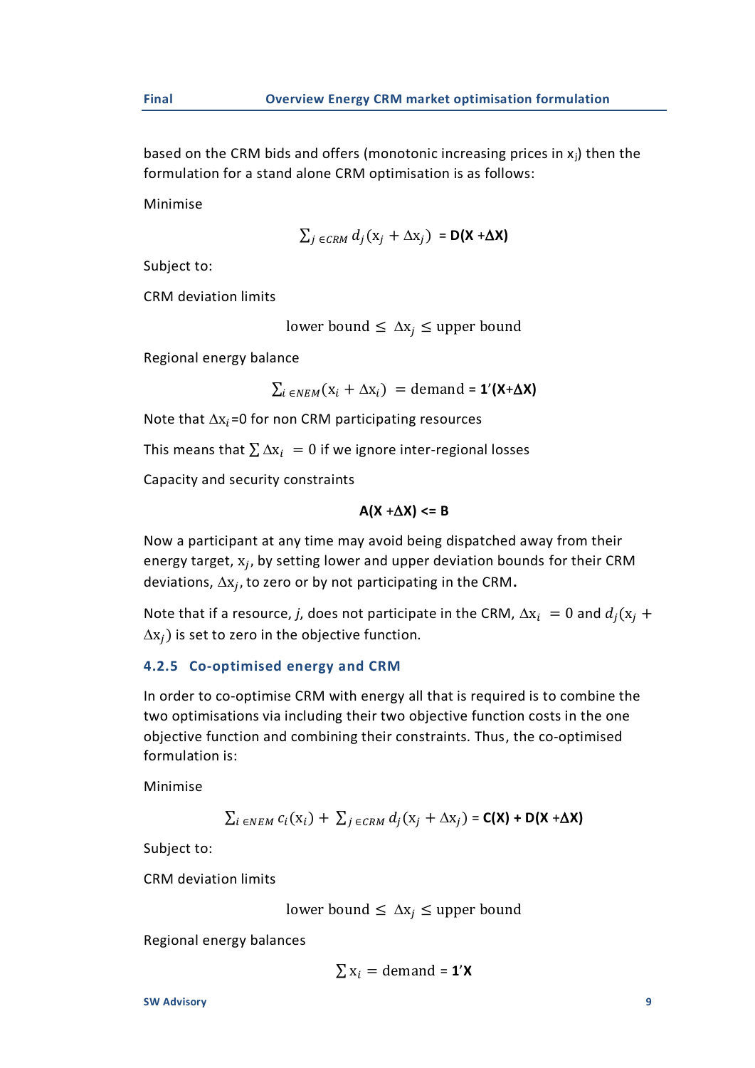based on the CRM bids and offers (monotonic increasing prices in $x_j$) then the formulation for a stand alone CRM optimisation is as follows:

Minimise

$$\sum_{j \in CRM} d_j(x_j + \Delta x_j) = \mathbf{D(X + \Delta X)}$$

Subject to:

CRM deviation limits

$$\text{lower bound} \leq \Delta x_j \leq \text{upper bound}$$

Regional energy balance

$$\sum_{i \in NEM} (x_i + \Delta x_i) = \text{demand} = \mathbf{1'(X+\Delta X)}$$

Note that $\Delta x_i$=0 for non CRM participating resources

This means that $\sum \Delta x_i = 0$ if we ignore inter-regional losses

Capacity and security constraints

$$\mathbf{A(X + \Delta X) <= B}$$

Now a participant at any time may avoid being dispatched away from their energy target, $x_j$, by setting lower and upper deviation bounds for their CRM deviations, $\Delta x_j$, to zero or by not participating in the CRM.

Note that if a resource, *j*, does not participate in the CRM, $\Delta x_i = 0$ and $d_j(x_j + \Delta x_j)$ is set to zero in the objective function.

### 4.2.5 Co-optimised energy and CRM

In order to co-optimise CRM with energy all that is required is to combine the two optimisations via including their two objective function costs in the one objective function and combining their constraints. Thus, the co-optimised formulation is:

Minimise

$$\sum_{i \in NEM} c_i(x_i) + \sum_{j \in CRM} d_j(x_j + \Delta x_j) = \mathbf{C(X) + D(X + \Delta X)}$$

Subject to:

CRM deviation limits

$$\text{lower bound} \leq \Delta x_j \leq \text{upper bound}$$

Regional energy balances

$$\sum x_i = \text{demand} = \mathbf{1'X}$$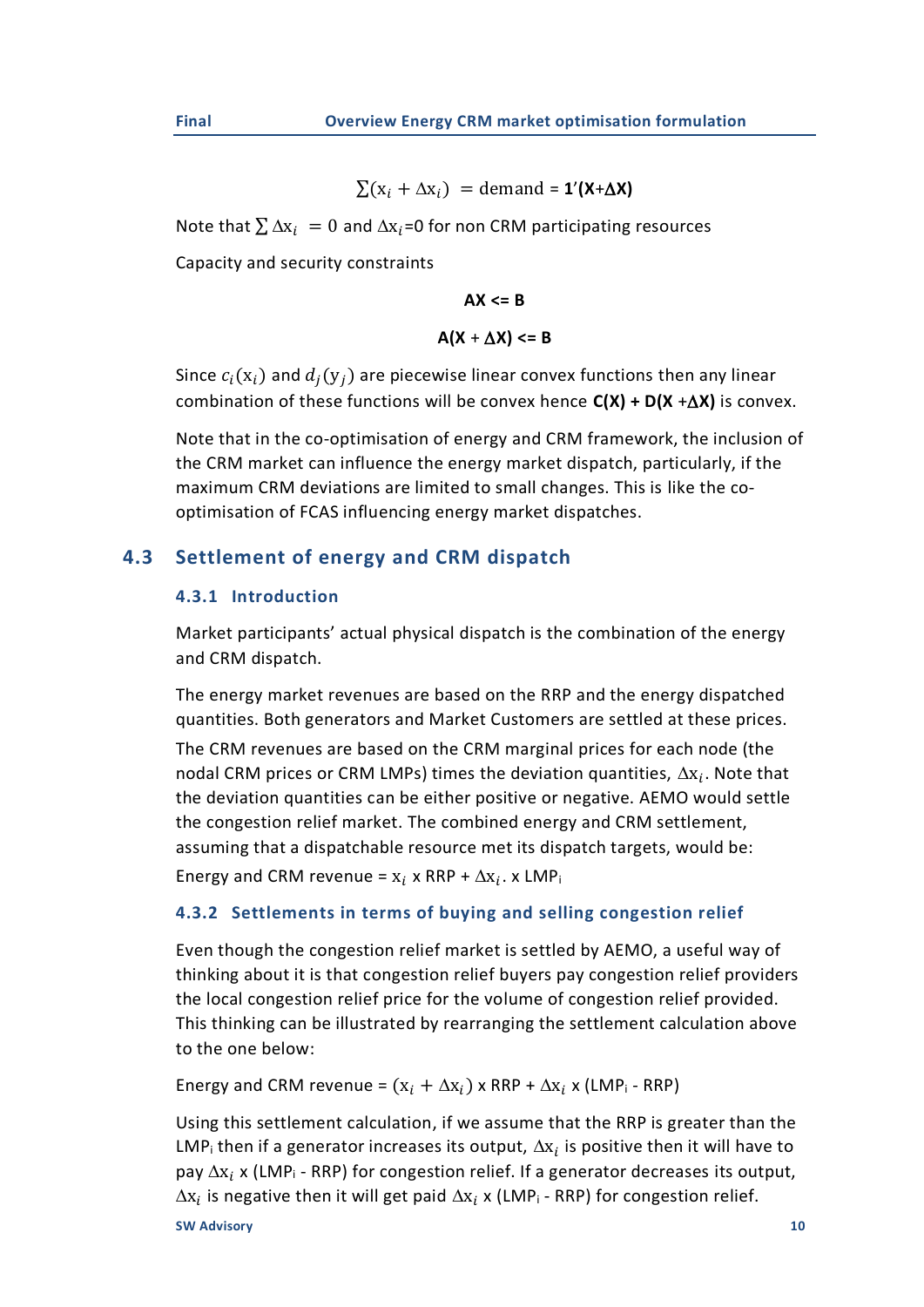$$\sum(x_i + \Delta x_i) = \text{demand} = \mathbf{1}'(\mathbf{X}+\Delta\mathbf{X})$$

Note that $\sum \Delta x_i = 0$ and $\Delta x_i$=0 for non CRM participating resources

Capacity and security constraints

$$\mathbf{AX} \le \mathbf{B}$$

$$\mathbf{A}(\mathbf{X} + \Delta\mathbf{X}) \le \mathbf{B}$$

Since $c_i(x_i)$ and $d_j(y_j)$ are piecewise linear convex functions then any linear combination of these functions will be convex hence **C(X) + D(X +ΔX)** is convex.

Note that in the co-optimisation of energy and CRM framework, the inclusion of the CRM market can influence the energy market dispatch, particularly, if the maximum CRM deviations are limited to small changes. This is like the co-optimisation of FCAS influencing energy market dispatches.

## 4.3 Settlement of energy and CRM dispatch

### 4.3.1 Introduction

Market participants' actual physical dispatch is the combination of the energy and CRM dispatch.

The energy market revenues are based on the RRP and the energy dispatched quantities. Both generators and Market Customers are settled at these prices.

The CRM revenues are based on the CRM marginal prices for each node (the nodal CRM prices or CRM LMPs) times the deviation quantities, $\Delta x_i$. Note that the deviation quantities can be either positive or negative. AEMO would settle the congestion relief market. The combined energy and CRM settlement, assuming that a dispatchable resource met its dispatch targets, would be:

Energy and CRM revenue = $x_i$ x RRP + $\Delta x_i$. x $LMP_i$

### 4.3.2 Settlements in terms of buying and selling congestion relief

Even though the congestion relief market is settled by AEMO, a useful way of thinking about it is that congestion relief buyers pay congestion relief providers the local congestion relief price for the volume of congestion relief provided. This thinking can be illustrated by rearranging the settlement calculation above to the one below:

Energy and CRM revenue = $(x_i + \Delta x_i)$ x RRP + $\Delta x_i$ x ($LMP_i$ - RRP)

Using this settlement calculation, if we assume that the RRP is greater than the $LMP_i$ then if a generator increases its output, $\Delta x_i$ is positive then it will have to pay $\Delta x_i$ x ($LMP_i$ - RRP) for congestion relief. If a generator decreases its output, $\Delta x_i$ is negative then it will get paid $\Delta x_i$ x ($LMP_i$ - RRP) for congestion relief.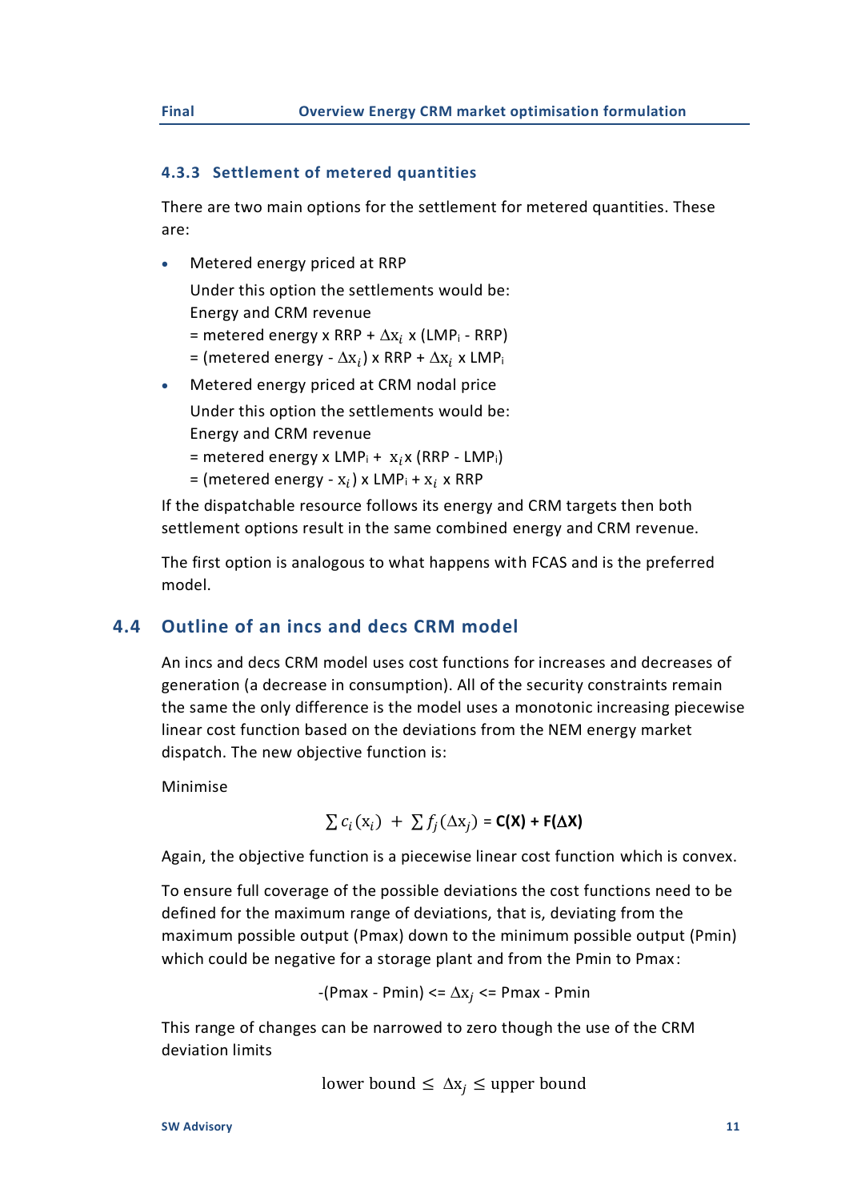### 4.3.3 Settlement of metered quantities

There are two main options for the settlement for metered quantities. These are:

- Metered energy priced at RRP

  Under this option the settlements would be:
  Energy and CRM revenue
  = metered energy x RRP + $\Delta x_i$ x ($LMP_i$ - RRP)
  = (metered energy - $\Delta x_i$) x RRP + $\Delta x_i$ x $LMP_i$

- Metered energy priced at CRM nodal price

  Under this option the settlements would be:
  Energy and CRM revenue
  = metered energy x $LMP_i$ + $x_i$ x (RRP - $LMP_i$)
  = (metered energy - $x_i$) x $LMP_i$ + $x_i$ x RRP

If the dispatchable resource follows its energy and CRM targets then both settlement options result in the same combined energy and CRM revenue.

The first option is analogous to what happens with FCAS and is the preferred model.

## 4.4 Outline of an incs and decs CRM model

An incs and decs CRM model uses cost functions for increases and decreases of generation (a decrease in consumption). All of the security constraints remain the same the only difference is the model uses a monotonic increasing piecewise linear cost function based on the deviations from the NEM energy market dispatch. The new objective function is:

Minimise

$$\sum c_i(x_i) + \sum f_j(\Delta x_j) = \mathbf{C(X) + F(\Delta X)}$$

Again, the objective function is a piecewise linear cost function which is convex.

To ensure full coverage of the possible deviations the cost functions need to be defined for the maximum range of deviations, that is, deviating from the maximum possible output (Pmax) down to the minimum possible output (Pmin) which could be negative for a storage plant and from the Pmin to Pmax:

$$-(\text{Pmax} - \text{Pmin}) <= \Delta x_j <= \text{Pmax} - \text{Pmin}$$

This range of changes can be narrowed to zero though the use of the CRM deviation limits

$$\text{lower bound} \leq \Delta x_j \leq \text{upper bound}$$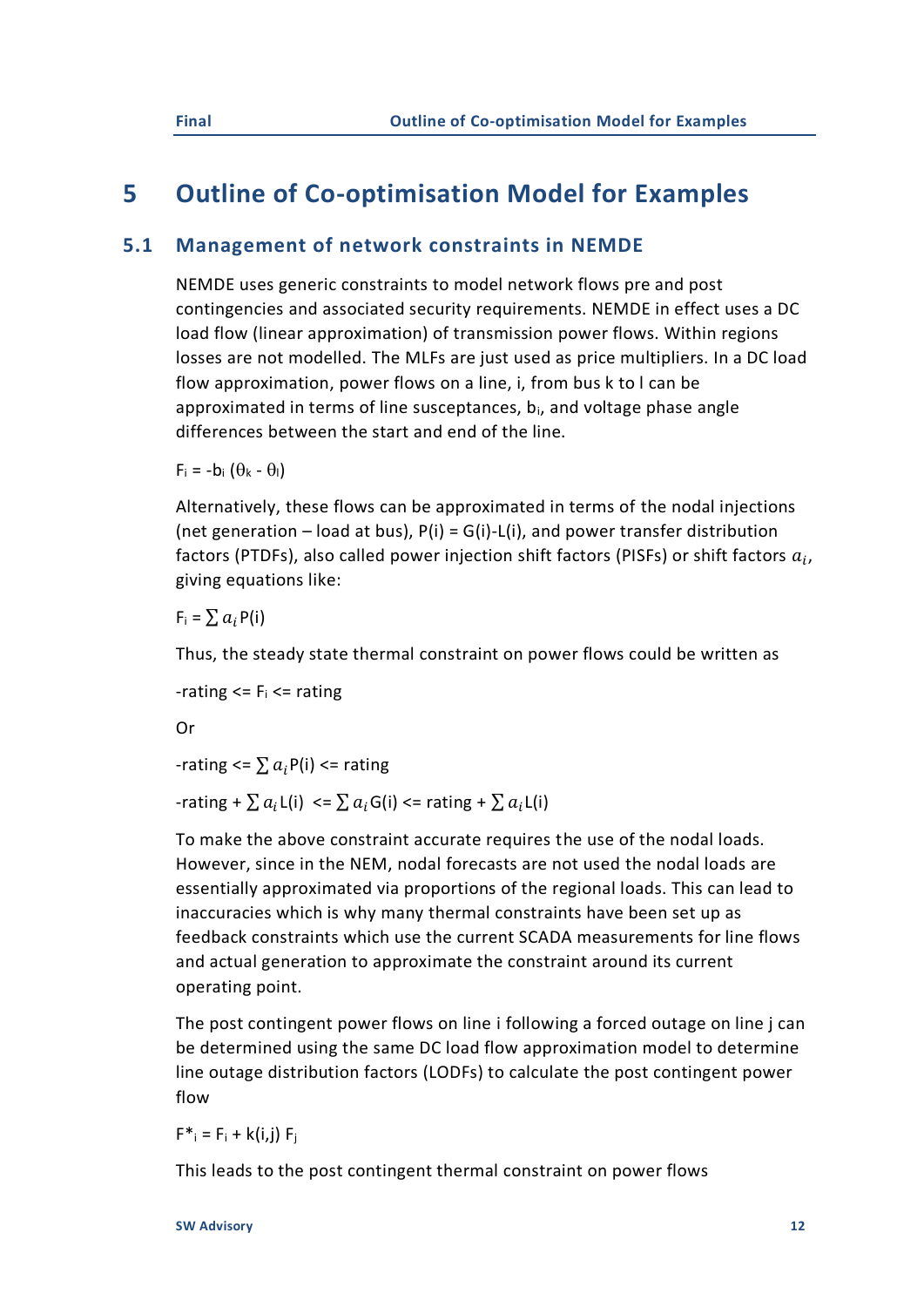# 5 Outline of Co-optimisation Model for Examples

## 5.1 Management of network constraints in NEMDE

NEMDE uses generic constraints to model network flows pre and post contingencies and associated security requirements. NEMDE in effect uses a DC load flow (linear approximation) of transmission power flows. Within regions losses are not modelled. The MLFs are just used as price multipliers. In a DC load flow approximation, power flows on a line, i, from bus k to l can be approximated in terms of line susceptances, $b_i$, and voltage phase angle differences between the start and end of the line.

$$F_i = -b_i (\theta_k - \theta_l)$$

Alternatively, these flows can be approximated in terms of the nodal injections (net generation – load at bus), $P(i) = G(i)-L(i)$, and power transfer distribution factors (PTDFs), also called power injection shift factors (PISFs) or shift factors $a_i$, giving equations like:

$$F_i = \sum a_i P(i)$$

Thus, the steady state thermal constraint on power flows could be written as

$$-\text{rating} <= F_i <= \text{rating}$$

Or

$$-\text{rating} <= \sum a_i P(i) <= \text{rating}$$

$$-\text{rating} + \sum a_i L(i) <= \sum a_i G(i) <= \text{rating} + \sum a_i L(i)$$

To make the above constraint accurate requires the use of the nodal loads. However, since in the NEM, nodal forecasts are not used the nodal loads are essentially approximated via proportions of the regional loads. This can lead to inaccuracies which is why many thermal constraints have been set up as feedback constraints which use the current SCADA measurements for line flows and actual generation to approximate the constraint around its current operating point.

The post contingent power flows on line i following a forced outage on line j can be determined using the same DC load flow approximation model to determine line outage distribution factors (LODFs) to calculate the post contingent power flow

$$F^*_i = F_i + k(i,j)\ F_j$$

This leads to the post contingent thermal constraint on power flows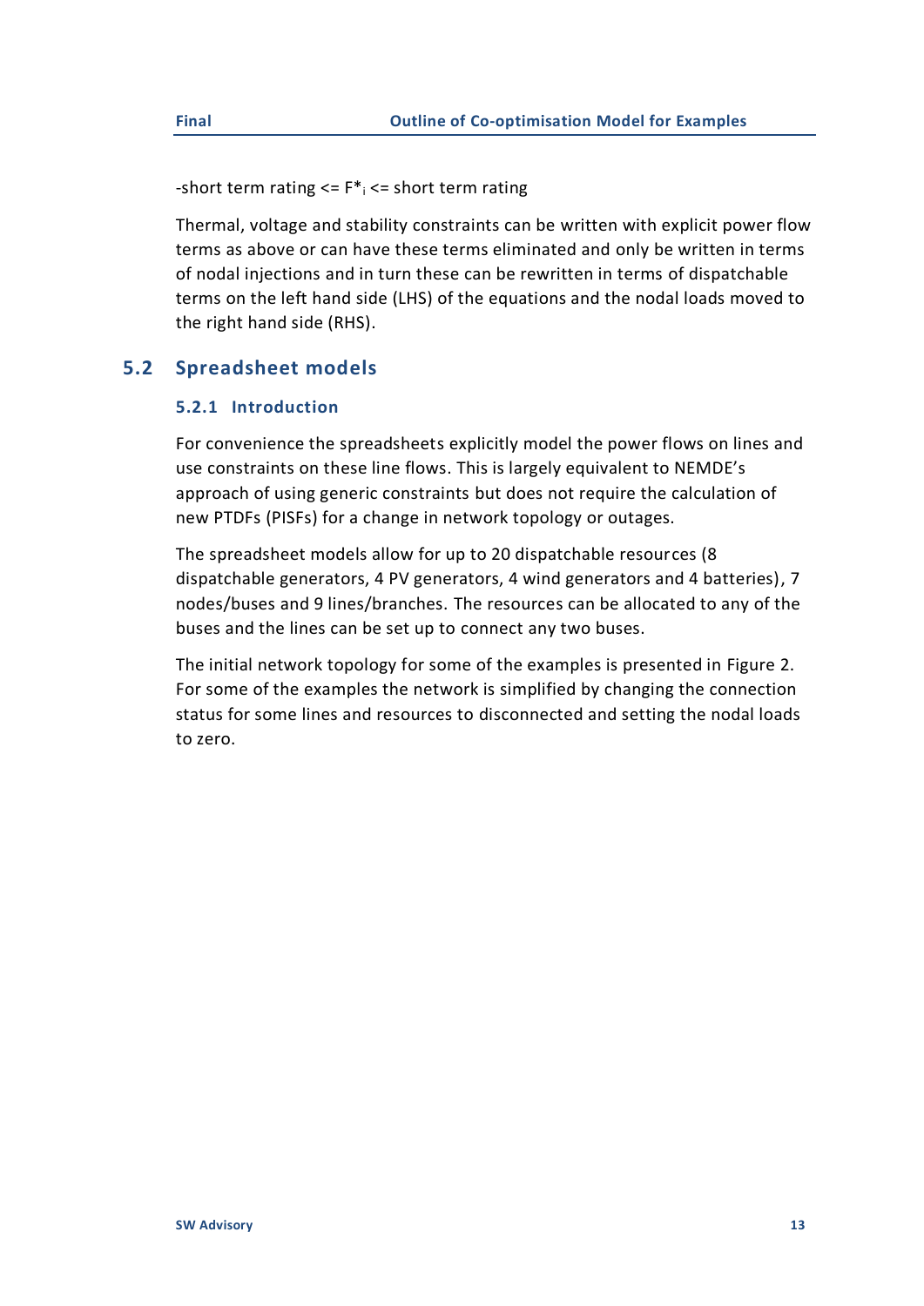-short term rating <= $F^*_i$ <= short term rating

Thermal, voltage and stability constraints can be written with explicit power flow terms as above or can have these terms eliminated and only be written in terms of nodal injections and in turn these can be rewritten in terms of dispatchable terms on the left hand side (LHS) of the equations and the nodal loads moved to the right hand side (RHS).

## 5.2 Spreadsheet models

### 5.2.1 Introduction

For convenience the spreadsheets explicitly model the power flows on lines and use constraints on these line flows. This is largely equivalent to NEMDE's approach of using generic constraints but does not require the calculation of new PTDFs (PISFs) for a change in network topology or outages.

The spreadsheet models allow for up to 20 dispatchable resources (8 dispatchable generators, 4 PV generators, 4 wind generators and 4 batteries), 7 nodes/buses and 9 lines/branches. The resources can be allocated to any of the buses and the lines can be set up to connect any two buses.

The initial network topology for some of the examples is presented in Figure 2. For some of the examples the network is simplified by changing the connection status for some lines and resources to disconnected and setting the nodal loads to zero.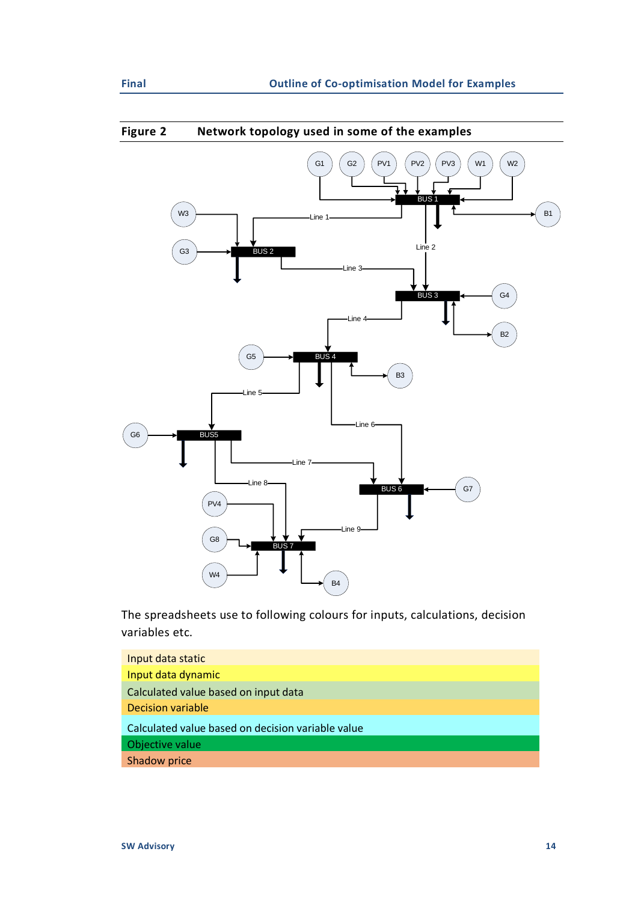**Figure 2 Network topology used in some of the examples**

The spreadsheets use to following colours for inputs, calculations, decision variables etc.

| |
|---|
| Input data static |
| Input data dynamic |
| Calculated value based on input data |
| Decision variable |
| Calculated value based on decision variable value |
| Objective value |
| Shadow price |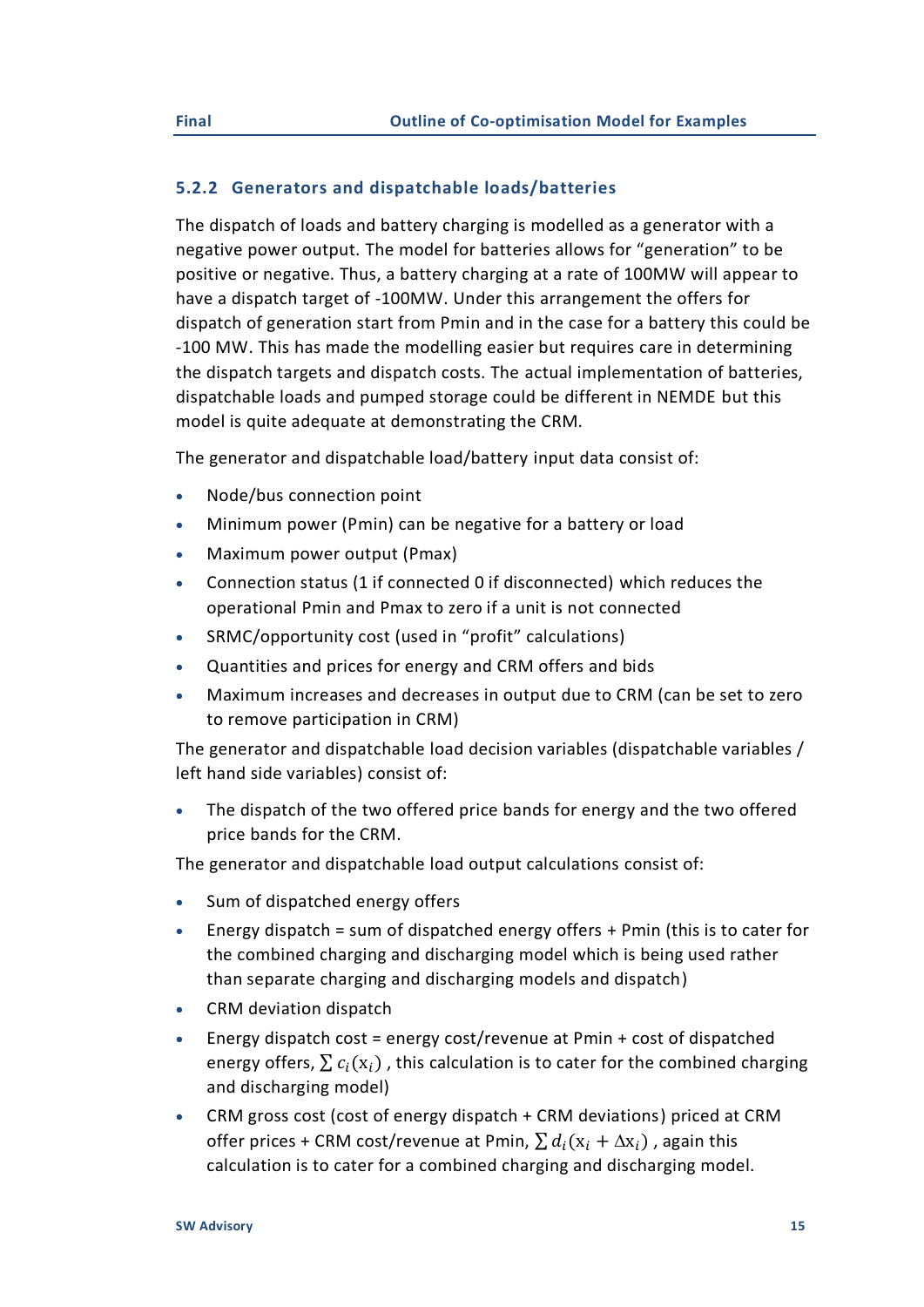### 5.2.2 Generators and dispatchable loads/batteries

The dispatch of loads and battery charging is modelled as a generator with a negative power output. The model for batteries allows for "generation" to be positive or negative. Thus, a battery charging at a rate of 100MW will appear to have a dispatch target of -100MW. Under this arrangement the offers for dispatch of generation start from Pmin and in the case for a battery this could be -100 MW. This has made the modelling easier but requires care in determining the dispatch targets and dispatch costs. The actual implementation of batteries, dispatchable loads and pumped storage could be different in NEMDE but this model is quite adequate at demonstrating the CRM.

The generator and dispatchable load/battery input data consist of:

- Node/bus connection point
- Minimum power (Pmin) can be negative for a battery or load
- Maximum power output (Pmax)
- Connection status (1 if connected 0 if disconnected) which reduces the operational Pmin and Pmax to zero if a unit is not connected
- SRMC/opportunity cost (used in "profit" calculations)
- Quantities and prices for energy and CRM offers and bids
- Maximum increases and decreases in output due to CRM (can be set to zero to remove participation in CRM)

The generator and dispatchable load decision variables (dispatchable variables / left hand side variables) consist of:

- The dispatch of the two offered price bands for energy and the two offered price bands for the CRM.

The generator and dispatchable load output calculations consist of:

- Sum of dispatched energy offers
- Energy dispatch = sum of dispatched energy offers + Pmin (this is to cater for the combined charging and discharging model which is being used rather than separate charging and discharging models and dispatch)
- CRM deviation dispatch
- Energy dispatch cost = energy cost/revenue at Pmin + cost of dispatched energy offers, $\sum c_i(x_i)$ , this calculation is to cater for the combined charging and discharging model)
- CRM gross cost (cost of energy dispatch + CRM deviations) priced at CRM offer prices + CRM cost/revenue at Pmin, $\sum d_i(x_i + \Delta x_i)$ , again this calculation is to cater for a combined charging and discharging model.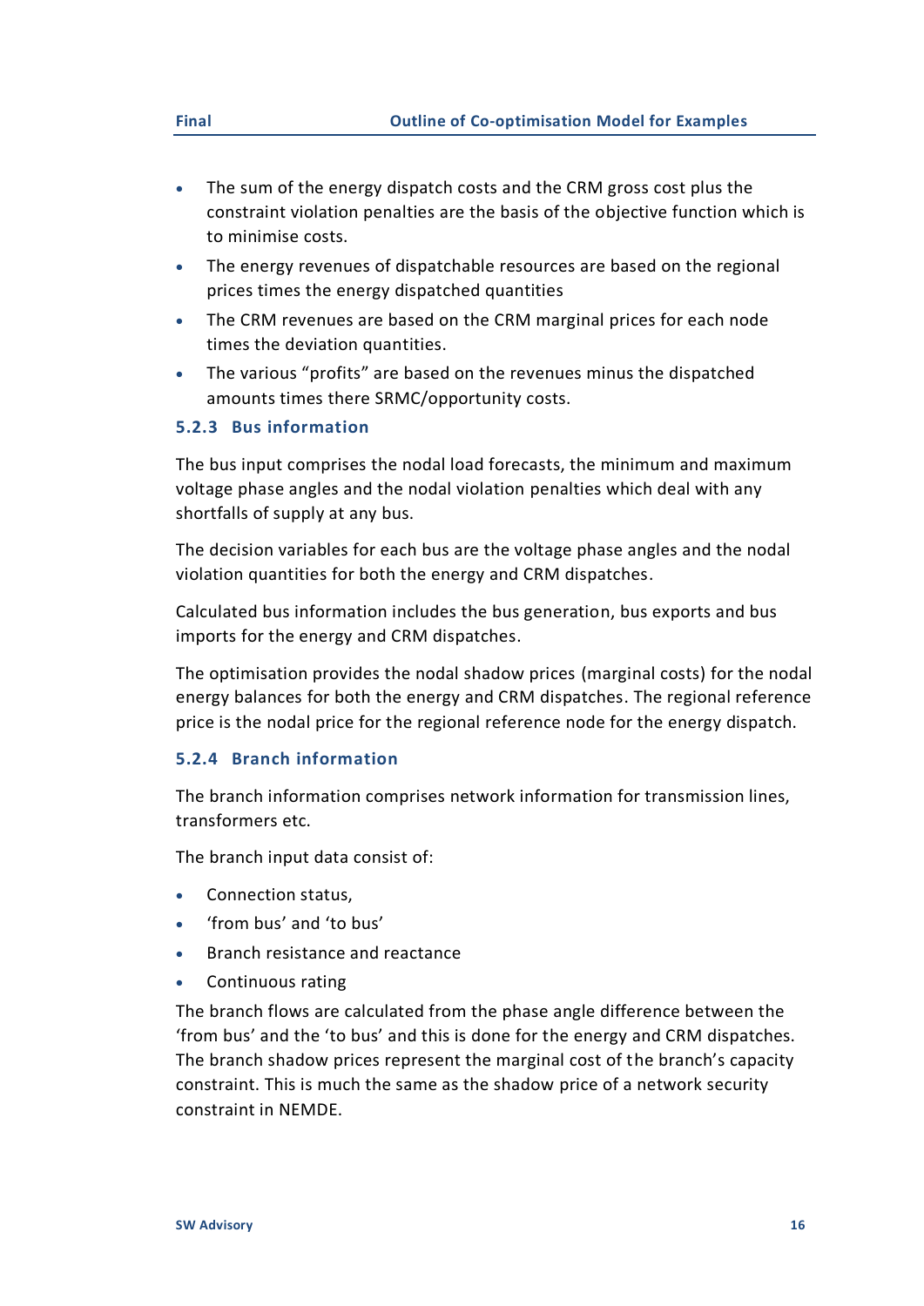- The sum of the energy dispatch costs and the CRM gross cost plus the constraint violation penalties are the basis of the objective function which is to minimise costs.
- The energy revenues of dispatchable resources are based on the regional prices times the energy dispatched quantities
- The CRM revenues are based on the CRM marginal prices for each node times the deviation quantities.
- The various "profits" are based on the revenues minus the dispatched amounts times there SRMC/opportunity costs.

### 5.2.3 Bus information

The bus input comprises the nodal load forecasts, the minimum and maximum voltage phase angles and the nodal violation penalties which deal with any shortfalls of supply at any bus.

The decision variables for each bus are the voltage phase angles and the nodal violation quantities for both the energy and CRM dispatches.

Calculated bus information includes the bus generation, bus exports and bus imports for the energy and CRM dispatches.

The optimisation provides the nodal shadow prices (marginal costs) for the nodal energy balances for both the energy and CRM dispatches. The regional reference price is the nodal price for the regional reference node for the energy dispatch.

### 5.2.4 Branch information

The branch information comprises network information for transmission lines, transformers etc.

The branch input data consist of:

- Connection status,
- 'from bus' and 'to bus'
- Branch resistance and reactance
- Continuous rating

The branch flows are calculated from the phase angle difference between the 'from bus' and the 'to bus' and this is done for the energy and CRM dispatches. The branch shadow prices represent the marginal cost of the branch's capacity constraint. This is much the same as the shadow price of a network security constraint in NEMDE.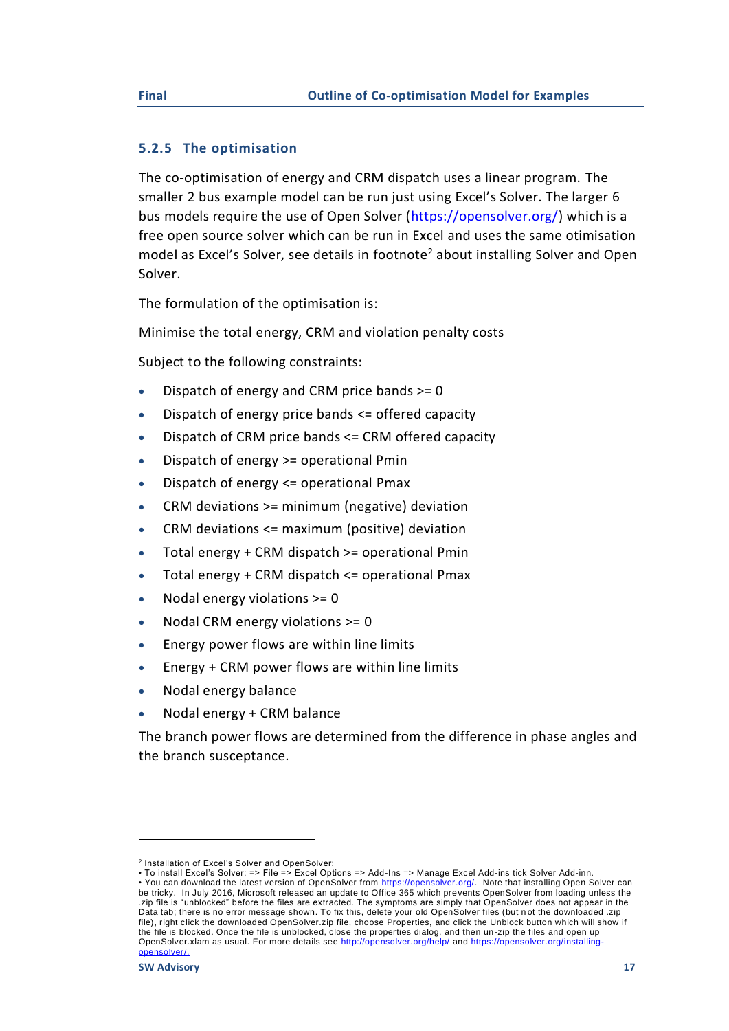### 5.2.5 The optimisation

The co-optimisation of energy and CRM dispatch uses a linear program. The smaller 2 bus example model can be run just using Excel's Solver. The larger 6 bus models require the use of Open Solver (https://opensolver.org/) which is a free open source solver which can be run in Excel and uses the same otimisation model as Excel's Solver, see details in footnote[2] about installing Solver and Open Solver.

The formulation of the optimisation is:

Minimise the total energy, CRM and violation penalty costs

Subject to the following constraints:

- Dispatch of energy and CRM price bands >= 0
- Dispatch of energy price bands <= offered capacity
- Dispatch of CRM price bands <= CRM offered capacity
- Dispatch of energy >= operational Pmin
- Dispatch of energy <= operational Pmax
- CRM deviations >= minimum (negative) deviation
- CRM deviations <= maximum (positive) deviation
- Total energy + CRM dispatch >= operational Pmin
- Total energy + CRM dispatch <= operational Pmax
- Nodal energy violations >= 0
- Nodal CRM energy violations >= 0
- Energy power flows are within line limits
- Energy + CRM power flows are within line limits
- Nodal energy balance
- Nodal energy + CRM balance

The branch power flows are determined from the difference in phase angles and the branch susceptance.

---

[2] Installation of Excel's Solver and OpenSolver:
• To install Excel's Solver: => File => Excel Options => Add-Ins => Manage Excel Add-ins tick Solver Add-inn.
• You can download the latest version of OpenSolver from https://opensolver.org/. Note that installing Open Solver can be tricky. In July 2016, Microsoft released an update to Office 365 which prevents OpenSolver from loading unless the .zip file is "unblocked" before the files are extracted. The symptoms are simply that OpenSolver does not appear in the Data tab; there is no error message shown. To fix this, delete your old OpenSolver files (but not the downloaded .zip file), right click the downloaded OpenSolver.zip file, choose Properties, and click the Unblock button which will show if the file is blocked. Once the file is unblocked, close the properties dialog, and then un-zip the files and open up OpenSolver.xlam as usual. For more details see http://opensolver.org/help/ and https://opensolver.org/installing-opensolver/.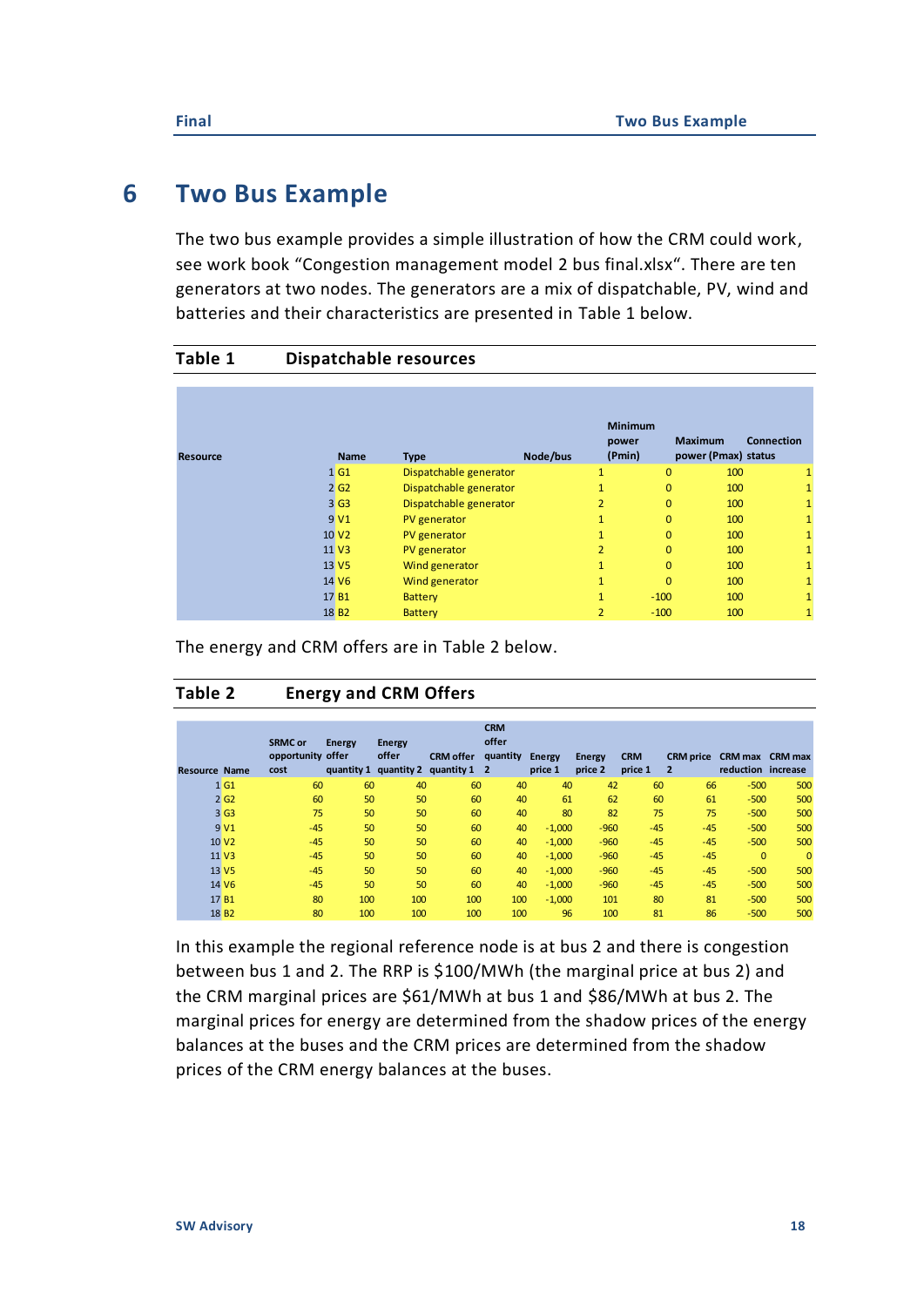# 6 Two Bus Example

The two bus example provides a simple illustration of how the CRM could work, see work book "Congestion management model 2 bus final.xlsx". There are ten generators at two nodes. The generators are a mix of dispatchable, PV, wind and batteries and their characteristics are presented in Table 1 below.

**Table 1 Dispatchable resources**

| Resource | Name | Type | Node/bus | Minimum power (Pmin) | Maximum power (Pmax) | Connection status |
|---|---|---|---|---|---|---|
| 1 | G1 | Dispatchable generator | 1 | 0 | 100 | 1 |
| 2 | G2 | Dispatchable generator | 1 | 0 | 100 | 1 |
| 3 | G3 | Dispatchable generator | 2 | 0 | 100 | 1 |
| 9 | V1 | PV generator | 1 | 0 | 100 | 1 |
| 10 | V2 | PV generator | 1 | 0 | 100 | 1 |
| 11 | V3 | PV generator | 2 | 0 | 100 | 1 |
| 13 | V5 | Wind generator | 1 | 0 | 100 | 1 |
| 14 | V6 | Wind generator | 1 | 0 | 100 | 1 |
| 17 | B1 | Battery | 1 | -100 | 100 | 1 |
| 18 | B2 | Battery | 2 | -100 | 100 | 1 |

The energy and CRM offers are in Table 2 below.

**Table 2 Energy and CRM Offers**

| Resource | Name | SRMC or opportunity cost | Energy offer quantity 1 | Energy offer quantity 2 | CRM offer quantity 1 | CRM offer quantity 2 | Energy price 1 | Energy price 2 | CRM price 1 | CRM price 2 | CRM max reduction | CRM max increase |
|---|---|---|---|---|---|---|---|---|---|---|---|---|
| 1 | G1 | 60 | 60 | 40 | 60 | 40 | 40 | 42 | 60 | 66 | -500 | 500 |
| 2 | G2 | 60 | 50 | 50 | 60 | 40 | 61 | 62 | 60 | 61 | -500 | 500 |
| 3 | G3 | 75 | 50 | 50 | 60 | 40 | 80 | 82 | 75 | 75 | -500 | 500 |
| 9 | V1 | -45 | 50 | 50 | 60 | 40 | -1,000 | -960 | -45 | -45 | -500 | 500 |
| 10 | V2 | -45 | 50 | 50 | 60 | 40 | -1,000 | -960 | -45 | -45 | -500 | 500 |
| 11 | V3 | -45 | 50 | 50 | 60 | 40 | -1,000 | -960 | -45 | -45 | 0 | 0 |
| 13 | V5 | -45 | 50 | 50 | 60 | 40 | -1,000 | -960 | -45 | -45 | -500 | 500 |
| 14 | V6 | -45 | 50 | 50 | 60 | 40 | -1,000 | -960 | -45 | -45 | -500 | 500 |
| 17 | B1 | 80 | 100 | 100 | 100 | 100 | -1,000 | 101 | 80 | 81 | -500 | 500 |
| 18 | B2 | 80 | 100 | 100 | 100 | 100 | 96 | 100 | 81 | 86 | -500 | 500 |

In this example the regional reference node is at bus 2 and there is congestion between bus 1 and 2. The RRP is $100/MWh (the marginal price at bus 2) and the CRM marginal prices are $61/MWh at bus 1 and $86/MWh at bus 2. The marginal prices for energy are determined from the shadow prices of the energy balances at the buses and the CRM prices are determined from the shadow prices of the CRM energy balances at the buses.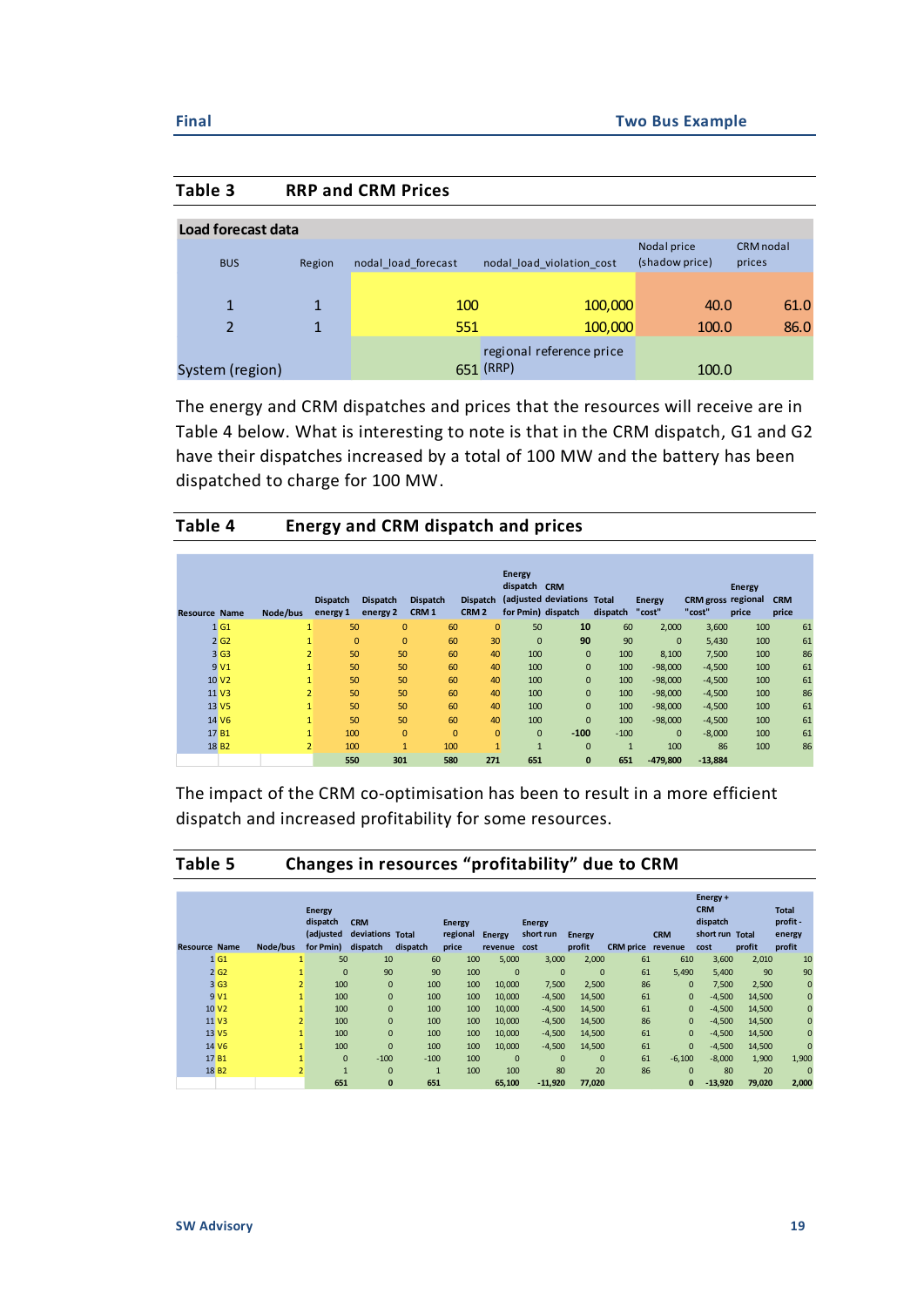## Table 3 RRP and CRM Prices

| Load forecast data | | | | | |
|---|---|---|---|---|---|
| BUS | Region | nodal_load_forecast | nodal_load_violation_cost | Nodal price (shadow price) | CRM nodal prices |
| 1 | 1 | 100 | 100,000 | 40.0 | 61.0 |
| 2 | 1 | 551 | 100,000 | 100.0 | 86.0 |
| System (region) | | 651 | regional reference price (RRP) | 100.0 | |

The energy and CRM dispatches and prices that the resources will receive are in Table 4 below. What is interesting to note is that in the CRM dispatch, G1 and G2 have their dispatches increased by a total of 100 MW and the battery has been dispatched to charge for 100 MW.

## Table 4 Energy and CRM dispatch and prices

| Resource | Name | Node/bus | Dispatch energy 1 | Dispatch energy 2 | Dispatch CRM 1 | Dispatch CRM 2 | Energy dispatch (adjusted for Pmin) | CRM deviations dispatch | Total dispatch | Energy "cost" | CRM gross "cost" | Energy regional price | CRM price |
|---|---|---|---|---|---|---|---|---|---|---|---|---|---|
| 1 | G1 | 1 | 50 | 0 | 60 | 0 | 50 | **10** | 60 | 2,000 | 3,600 | 100 | 61 |
| 2 | G2 | 1 | 0 | 0 | 60 | 30 | 0 | **90** | 90 | 0 | 5,430 | 100 | 61 |
| 3 | G3 | 2 | 50 | 50 | 60 | 40 | 100 | 0 | 100 | 8,100 | 7,500 | 100 | 86 |
| 9 | V1 | 1 | 50 | 50 | 60 | 40 | 100 | 0 | 100 | -98,000 | -4,500 | 100 | 61 |
| 10 | V2 | 1 | 50 | 50 | 60 | 40 | 100 | 0 | 100 | -98,000 | -4,500 | 100 | 61 |
| 11 | V3 | 2 | 50 | 50 | 60 | 40 | 100 | 0 | 100 | -98,000 | -4,500 | 100 | 86 |
| 13 | V5 | 1 | 50 | 50 | 60 | 40 | 100 | 0 | 100 | -98,000 | -4,500 | 100 | 61 |
| 14 | V6 | 1 | 50 | 50 | 60 | 40 | 100 | 0 | 100 | -98,000 | -4,500 | 100 | 61 |
| 17 | B1 | 1 | 100 | 0 | 0 | 0 | 0 | **-100** | -100 | 0 | -8,000 | 100 | 61 |
| 18 | B2 | 2 | 100 | 1 | 100 | 1 | 1 | 0 | 1 | 100 | 86 | 100 | 86 |
| | | | **550** | **301** | **580** | **271** | **651** | **0** | **651** | **-479,800** | **-13,884** | | |

The impact of the CRM co-optimisation has been to result in a more efficient dispatch and increased profitability for some resources.

## Table 5 Changes in resources "profitability" due to CRM

| Resource | Name | Node/bus | Energy dispatch (adjusted for Pmin) | CRM deviations dispatch | Total dispatch | Energy regional price | Energy revenue | Energy short run cost | Energy profit | CRM price | CRM revenue | Energy + CRM dispatch short run cost | Total profit | Total profit - energy profit |
|---|---|---|---|---|---|---|---|---|---|---|---|---|---|---|
| 1 | G1 | 1 | 50 | 10 | 60 | 100 | 5,000 | 3,000 | 2,000 | 61 | 610 | 3,600 | 2,010 | 10 |
| 2 | G2 | 1 | 0 | 90 | 90 | 100 | 0 | 0 | 0 | 61 | 5,490 | 5,400 | 90 | 90 |
| 3 | G3 | 2 | 100 | 0 | 100 | 100 | 10,000 | 7,500 | 2,500 | 86 | 0 | 7,500 | 2,500 | 0 |
| 9 | V1 | 1 | 100 | 0 | 100 | 100 | 10,000 | -4,500 | 14,500 | 61 | 0 | -4,500 | 14,500 | 0 |
| 10 | V2 | 1 | 100 | 0 | 100 | 100 | 10,000 | -4,500 | 14,500 | 61 | 0 | -4,500 | 14,500 | 0 |
| 11 | V3 | 2 | 100 | 0 | 100 | 100 | 10,000 | -4,500 | 14,500 | 86 | 0 | -4,500 | 14,500 | 0 |
| 13 | V5 | 1 | 100 | 0 | 100 | 100 | 10,000 | -4,500 | 14,500 | 61 | 0 | -4,500 | 14,500 | 0 |
| 14 | V6 | 1 | 100 | 0 | 100 | 100 | 10,000 | -4,500 | 14,500 | 61 | 0 | -4,500 | 14,500 | 0 |
| 17 | B1 | 1 | 0 | -100 | -100 | 100 | 0 | 0 | 0 | 61 | -6,100 | -8,000 | 1,900 | 1,900 |
| 18 | B2 | 2 | 1 | 0 | 1 | 100 | 100 | 80 | 20 | 86 | 0 | 80 | 20 | 0 |
| | | | **651** | **0** | **651** | | **65,100** | **-11,920** | **77,020** | | **0** | **-13,920** | **79,020** | **2,000** |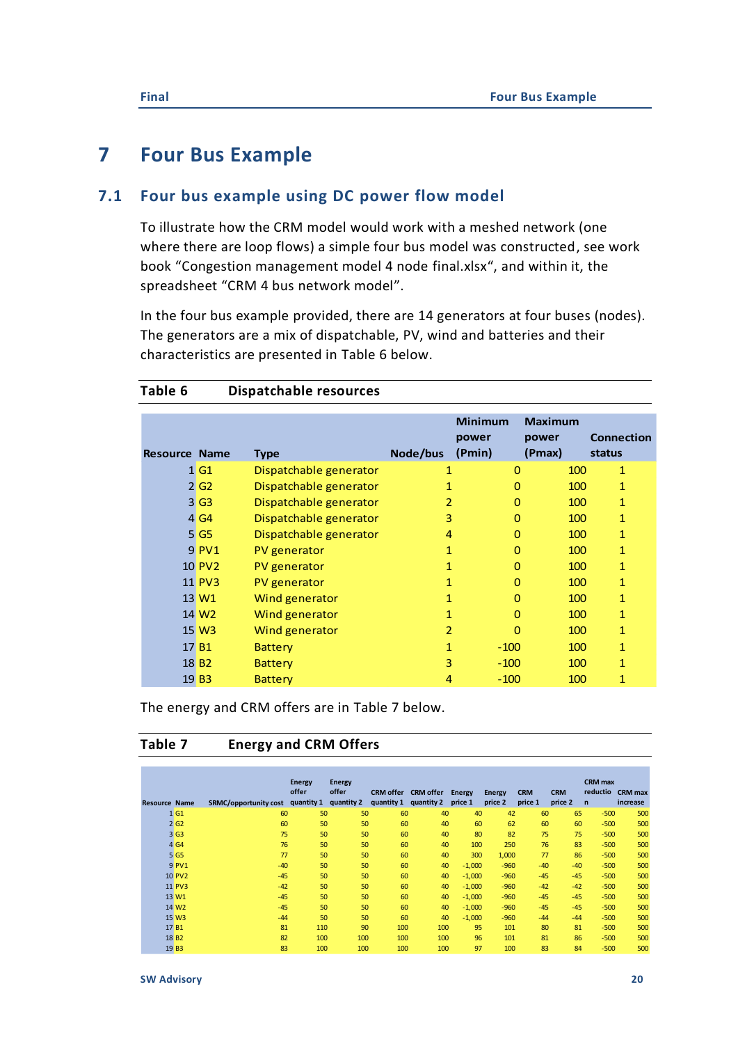# 7 Four Bus Example

## 7.1 Four bus example using DC power flow model

To illustrate how the CRM model would work with a meshed network (one where there are loop flows) a simple four bus model was constructed, see work book "Congestion management model 4 node final.xlsx", and within it, the spreadsheet "CRM 4 bus network model".

In the four bus example provided, there are 14 generators at four buses (nodes). The generators are a mix of dispatchable, PV, wind and batteries and their characteristics are presented in Table 6 below.

**Table 6 Dispatchable resources**

| Resource | Name | Type | Node/bus | Minimum power (Pmin) | Maximum power (Pmax) | Connection status |
|---|---|---|---|---|---|---|
| 1 | G1 | Dispatchable generator | 1 | 0 | 100 | 1 |
| 2 | G2 | Dispatchable generator | 1 | 0 | 100 | 1 |
| 3 | G3 | Dispatchable generator | 2 | 0 | 100 | 1 |
| 4 | G4 | Dispatchable generator | 3 | 0 | 100 | 1 |
| 5 | G5 | Dispatchable generator | 4 | 0 | 100 | 1 |
| 9 | PV1 | PV generator | 1 | 0 | 100 | 1 |
| 10 | PV2 | PV generator | 1 | 0 | 100 | 1 |
| 11 | PV3 | PV generator | 1 | 0 | 100 | 1 |
| 13 | W1 | Wind generator | 1 | 0 | 100 | 1 |
| 14 | W2 | Wind generator | 1 | 0 | 100 | 1 |
| 15 | W3 | Wind generator | 2 | 0 | 100 | 1 |
| 17 | B1 | Battery | 1 | -100 | 100 | 1 |
| 18 | B2 | Battery | 3 | -100 | 100 | 1 |
| 19 | B3 | Battery | 4 | -100 | 100 | 1 |

The energy and CRM offers are in Table 7 below.

**Table 7 Energy and CRM Offers**

| Resource | Name | SRMC/opportunity cost | Energy offer quantity 1 | Energy offer quantity 2 | CRM offer quantity 1 | CRM offer quantity 2 | Energy price 1 | Energy price 2 | CRM price 1 | CRM price 2 | CRM max reduction | CRM max increase |
|---|---|---|---|---|---|---|---|---|---|---|---|---|
| 1 | G1 | 60 | 50 | 50 | 60 | 40 | 40 | 42 | 60 | 65 | -500 | 500 |
| 2 | G2 | 60 | 50 | 50 | 60 | 40 | 60 | 62 | 60 | 60 | -500 | 500 |
| 3 | G3 | 75 | 50 | 50 | 60 | 40 | 80 | 82 | 75 | 75 | -500 | 500 |
| 4 | G4 | 76 | 50 | 50 | 60 | 40 | 100 | 250 | 76 | 83 | -500 | 500 |
| 5 | G5 | 77 | 50 | 50 | 60 | 40 | 300 | 1,000 | 77 | 86 | -500 | 500 |
| 9 | PV1 | -40 | 50 | 50 | 60 | 40 | -1,000 | -960 | -40 | -40 | -500 | 500 |
| 10 | PV2 | -45 | 50 | 50 | 60 | 40 | -1,000 | -960 | -45 | -45 | -500 | 500 |
| 11 | PV3 | -42 | 50 | 50 | 60 | 40 | -1,000 | -960 | -42 | -42 | -500 | 500 |
| 13 | W1 | -45 | 50 | 50 | 60 | 40 | -1,000 | -960 | -45 | -45 | -500 | 500 |
| 14 | W2 | -45 | 50 | 50 | 60 | 40 | -1,000 | -960 | -45 | -45 | -500 | 500 |
| 15 | W3 | -44 | 50 | 50 | 60 | 40 | -1,000 | -960 | -44 | -44 | -500 | 500 |
| 17 | B1 | 81 | 110 | 90 | 100 | 100 | 95 | 101 | 80 | 81 | -500 | 500 |
| 18 | B2 | 82 | 100 | 100 | 100 | 100 | 96 | 101 | 81 | 86 | -500 | 500 |
| 19 | B3 | 83 | 100 | 100 | 100 | 100 | 97 | 100 | 83 | 84 | -500 | 500 |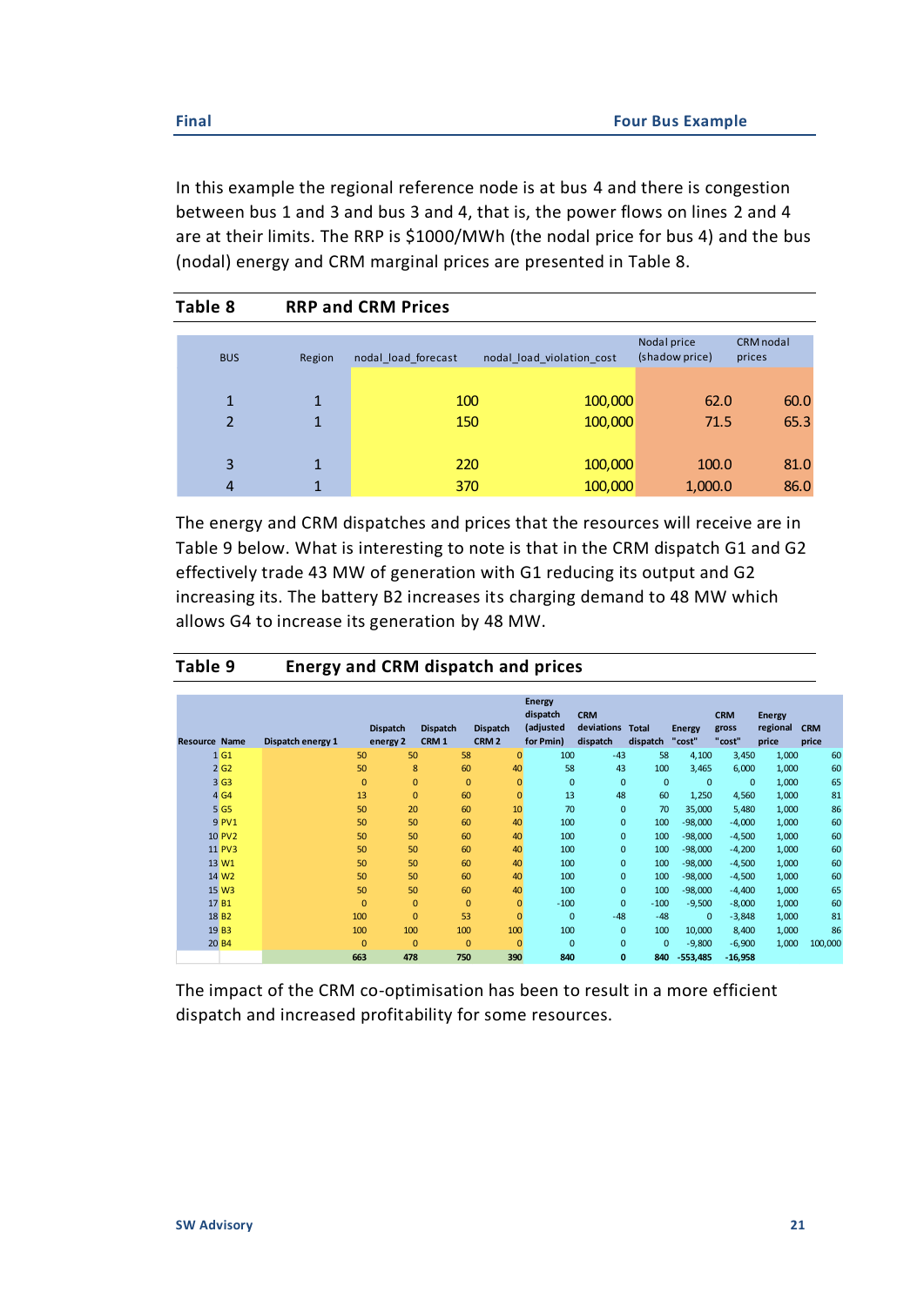In this example the regional reference node is at bus 4 and there is congestion between bus 1 and 3 and bus 3 and 4, that is, the power flows on lines 2 and 4 are at their limits. The RRP is $1000/MWh (the nodal price for bus 4) and the bus (nodal) energy and CRM marginal prices are presented in Table 8.

**Table 8 RRP and CRM Prices**

| BUS | Region | nodal_load_forecast | nodal_load_violation_cost | Nodal price (shadow price) | CRM nodal prices |
|---|---|---|---|---|---|
| 1 | 1 | 100 | 100,000 | 62.0 | 60.0 |
| 2 | 1 | 150 | 100,000 | 71.5 | 65.3 |
| 3 | 1 | 220 | 100,000 | 100.0 | 81.0 |
| 4 | 1 | 370 | 100,000 | 1,000.0 | 86.0 |

The energy and CRM dispatches and prices that the resources will receive are in Table 9 below. What is interesting to note is that in the CRM dispatch G1 and G2 effectively trade 43 MW of generation with G1 reducing its output and G2 increasing its. The battery B2 increases its charging demand to 48 MW which allows G4 to increase its generation by 48 MW.

**Table 9 Energy and CRM dispatch and prices**

| Resource | Name | Dispatch energy 1 | Dispatch energy 2 | Dispatch CRM 1 | Dispatch CRM 2 | Energy dispatch (adjusted for Pmin) | CRM deviations dispatch | Total dispatch | Energy "cost" | CRM gross "cost" | Energy regional price | CRM price |
|---|---|---|---|---|---|---|---|---|---|---|---|---|
| 1 | G1 | 50 | 50 | 58 | 0 | 100 | -43 | 58 | 4,100 | 3,450 | 1,000 | 60 |
| 2 | G2 | 50 | 8 | 60 | 40 | 58 | 43 | 100 | 3,465 | 6,000 | 1,000 | 60 |
| 3 | G3 | 0 | 0 | 0 | 0 | 0 | 0 | 0 | 0 | 0 | 1,000 | 65 |
| 4 | G4 | 13 | 0 | 60 | 0 | 13 | 48 | 60 | 1,250 | 4,560 | 1,000 | 81 |
| 5 | G5 | 50 | 20 | 60 | 10 | 70 | 0 | 70 | 35,000 | 5,480 | 1,000 | 86 |
| 9 | PV1 | 50 | 50 | 60 | 40 | 100 | 0 | 100 | -98,000 | -4,000 | 1,000 | 60 |
| 10 | PV2 | 50 | 50 | 60 | 40 | 100 | 0 | 100 | -98,000 | -4,500 | 1,000 | 60 |
| 11 | PV3 | 50 | 50 | 60 | 40 | 100 | 0 | 100 | -98,000 | -4,200 | 1,000 | 60 |
| 13 | W1 | 50 | 50 | 60 | 40 | 100 | 0 | 100 | -98,000 | -4,500 | 1,000 | 60 |
| 14 | W2 | 50 | 50 | 60 | 40 | 100 | 0 | 100 | -98,000 | -4,500 | 1,000 | 60 |
| 15 | W3 | 50 | 50 | 60 | 40 | 100 | 0 | 100 | -98,000 | -4,400 | 1,000 | 65 |
| 17 | B1 | 0 | 0 | 0 | 0 | -100 | 0 | -100 | -9,500 | -8,000 | 1,000 | 60 |
| 18 | B2 | 100 | 0 | 53 | 0 | 0 | -48 | -48 | 0 | -3,848 | 1,000 | 81 |
| 19 | B3 | 100 | 100 | 100 | 100 | 100 | 0 | 100 | 10,000 | 8,400 | 1,000 | 86 |
| 20 | B4 | 0 | 0 | 0 | 0 | 0 | 0 | 0 | -9,800 | -6,900 | 1,000 | 100,000 |
| | | 663 | 478 | 750 | 390 | 840 | 0 | 840 | -553,485 | -16,958 | | |

The impact of the CRM co-optimisation has been to result in a more efficient dispatch and increased profitability for some resources.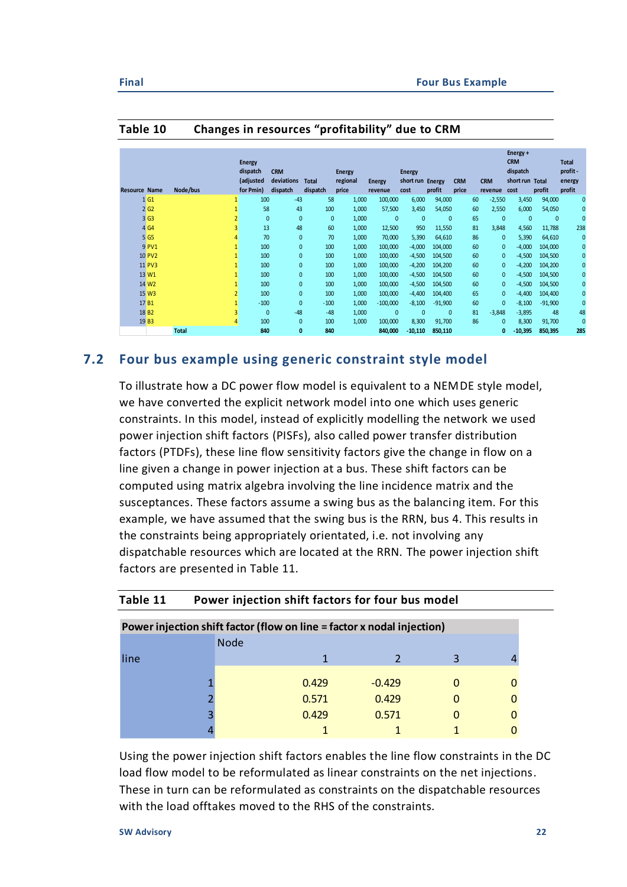**Table 10 Changes in resources "profitability" due to CRM**

| Resource | Name | Node/bus | Energy dispatch (adjusted for Pmin) | CRM deviations dispatch | Total dispatch | Energy regional price | Energy revenue | Energy short run cost | Energy profit | CRM price | CRM revenue | Energy + CRM dispatch short run cost | Total profit | Total profit - energy profit |
|---|---|---|---|---|---|---|---|---|---|---|---|---|---|---|
| 1 | G1 | 1 | 100 | -43 | 58 | 1,000 | 100,000 | 6,000 | 94,000 | 60 | -2,550 | 3,450 | 94,000 | 0 |
| 2 | G2 | 1 | 58 | 43 | 100 | 1,000 | 57,500 | 3,450 | 54,050 | 60 | 2,550 | 6,000 | 54,050 | 0 |
| 3 | G3 | 2 | 0 | 0 | 0 | 1,000 | 0 | 0 | 0 | 65 | 0 | 0 | 0 | 0 |
| 4 | G4 | 3 | 13 | 48 | 60 | 1,000 | 12,500 | 950 | 11,550 | 81 | 3,848 | 4,560 | 11,788 | 238 |
| 5 | G5 | 4 | 70 | 0 | 70 | 1,000 | 70,000 | 5,390 | 64,610 | 86 | 0 | 5,390 | 64,610 | 0 |
| 9 | PV1 | 1 | 100 | 0 | 100 | 1,000 | 100,000 | -4,000 | 104,000 | 60 | 0 | -4,000 | 104,000 | 0 |
| 10 | PV2 | 1 | 100 | 0 | 100 | 1,000 | 100,000 | -4,500 | 104,500 | 60 | 0 | -4,500 | 104,500 | 0 |
| 11 | PV3 | 1 | 100 | 0 | 100 | 1,000 | 100,000 | -4,200 | 104,200 | 60 | 0 | -4,200 | 104,200 | 0 |
| 13 | W1 | 1 | 100 | 0 | 100 | 1,000 | 100,000 | -4,500 | 104,500 | 60 | 0 | -4,500 | 104,500 | 0 |
| 14 | W2 | 1 | 100 | 0 | 100 | 1,000 | 100,000 | -4,500 | 104,500 | 60 | 0 | -4,500 | 104,500 | 0 |
| 15 | W3 | 2 | 100 | 0 | 100 | 1,000 | 100,000 | -4,400 | 104,400 | 65 | 0 | -4,400 | 104,400 | 0 |
| 17 | B1 | 1 | -100 | 0 | -100 | 1,000 | -100,000 | -8,100 | -91,900 | 60 | 0 | -8,100 | -91,900 | 0 |
| 18 | B2 | 3 | 0 | -48 | -48 | 1,000 | 0 | 0 | 0 | 81 | -3,848 | -3,895 | 48 | 48 |
| 19 | B3 | 4 | 100 | 0 | 100 | 1,000 | 100,000 | 8,300 | 91,700 | 86 | 0 | 8,300 | 91,700 | 0 |
| | | Total | 840 | 0 | 840 | | 840,000 | -10,110 | 850,110 | | 0 | -10,395 | 850,395 | 285 |

## 7.2 Four bus example using generic constraint style model

To illustrate how a DC power flow model is equivalent to a NEMDE style model, we have converted the explicit network model into one which uses generic constraints. In this model, instead of explicitly modelling the network we used power injection shift factors (PISFs), also called power transfer distribution factors (PTDFs), these line flow sensitivity factors give the change in flow on a line given a change in power injection at a bus. These shift factors can be computed using matrix algebra involving the line incidence matrix and the susceptances. These factors assume a swing bus as the balancing item. For this example, we have assumed that the swing bus is the RRN, bus 4. This results in the constraints being appropriately orientated, i.e. not involving any dispatchable resources which are located at the RRN. The power injection shift factors are presented in Table 11.

**Table 11 Power injection shift factors for four bus model**

| Power injection shift factor (flow on line = factor x nodal injection) | | | | |
|---|---|---|---|---|
| | Node | | | |
| line | 1 | 2 | 3 | 4 |
| 1 | 0.429 | -0.429 | 0 | 0 |
| 2 | 0.571 | 0.429 | 0 | 0 |
| 3 | 0.429 | 0.571 | 0 | 0 |
| 4 | 1 | 1 | 1 | 0 |

Using the power injection shift factors enables the line flow constraints in the DC load flow model to be reformulated as linear constraints on the net injections. These in turn can be reformulated as constraints on the dispatchable resources with the load offtakes moved to the RHS of the constraints.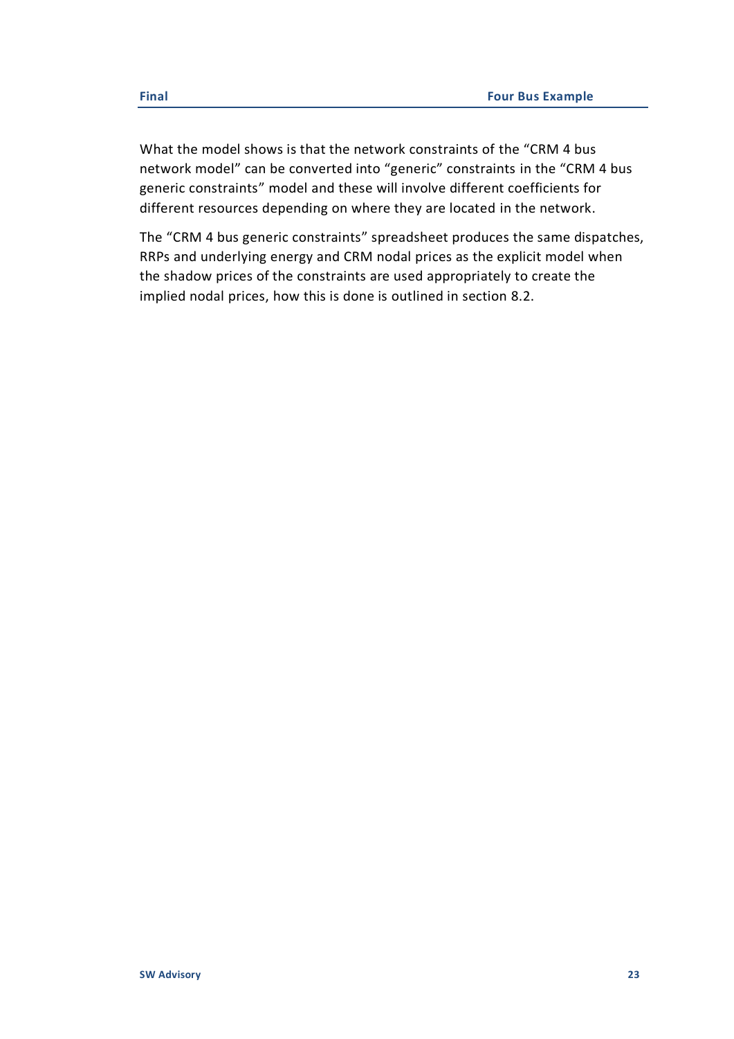What the model shows is that the network constraints of the “CRM 4 bus network model” can be converted into “generic” constraints in the “CRM 4 bus generic constraints” model and these will involve different coefficients for different resources depending on where they are located in the network.

The “CRM 4 bus generic constraints” spreadsheet produces the same dispatches, RRPs and underlying energy and CRM nodal prices as the explicit model when the shadow prices of the constraints are used appropriately to create the implied nodal prices, how this is done is outlined in section 8.2.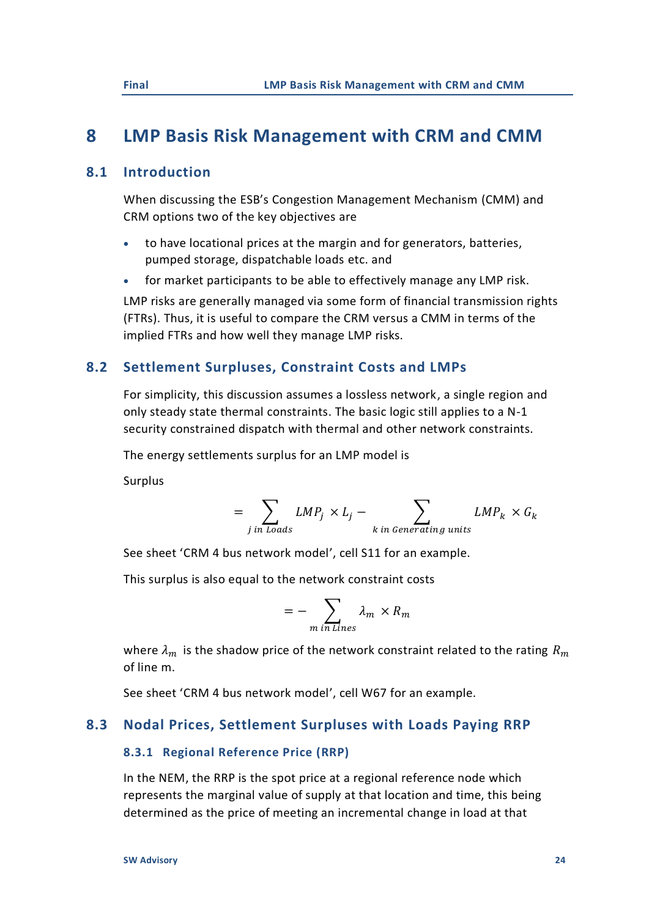# 8 LMP Basis Risk Management with CRM and CMM

## 8.1 Introduction

When discussing the ESB's Congestion Management Mechanism (CMM) and CRM options two of the key objectives are

- to have locational prices at the margin and for generators, batteries, pumped storage, dispatchable loads etc. and
- for market participants to be able to effectively manage any LMP risk.

LMP risks are generally managed via some form of financial transmission rights (FTRs). Thus, it is useful to compare the CRM versus a CMM in terms of the implied FTRs and how well they manage LMP risks.

## 8.2 Settlement Surpluses, Constraint Costs and LMPs

For simplicity, this discussion assumes a lossless network, a single region and only steady state thermal constraints. The basic logic still applies to a N-1 security constrained dispatch with thermal and other network constraints.

The energy settlements surplus for an LMP model is

Surplus

$$= \sum_{j\ in\ Loads} LMP_j \times L_j - \sum_{k\ in\ Generating\ units} LMP_k \times G_k$$

See sheet 'CRM 4 bus network model', cell S11 for an example.

This surplus is also equal to the network constraint costs

$$= - \sum_{m\ in\ Lines} \lambda_m \times R_m$$

where $\lambda_m$ is the shadow price of the network constraint related to the rating $R_m$ of line m.

See sheet 'CRM 4 bus network model', cell W67 for an example.

## 8.3 Nodal Prices, Settlement Surpluses with Loads Paying RRP

### 8.3.1 Regional Reference Price (RRP)

In the NEM, the RRP is the spot price at a regional reference node which represents the marginal value of supply at that location and time, this being determined as the price of meeting an incremental change in load at that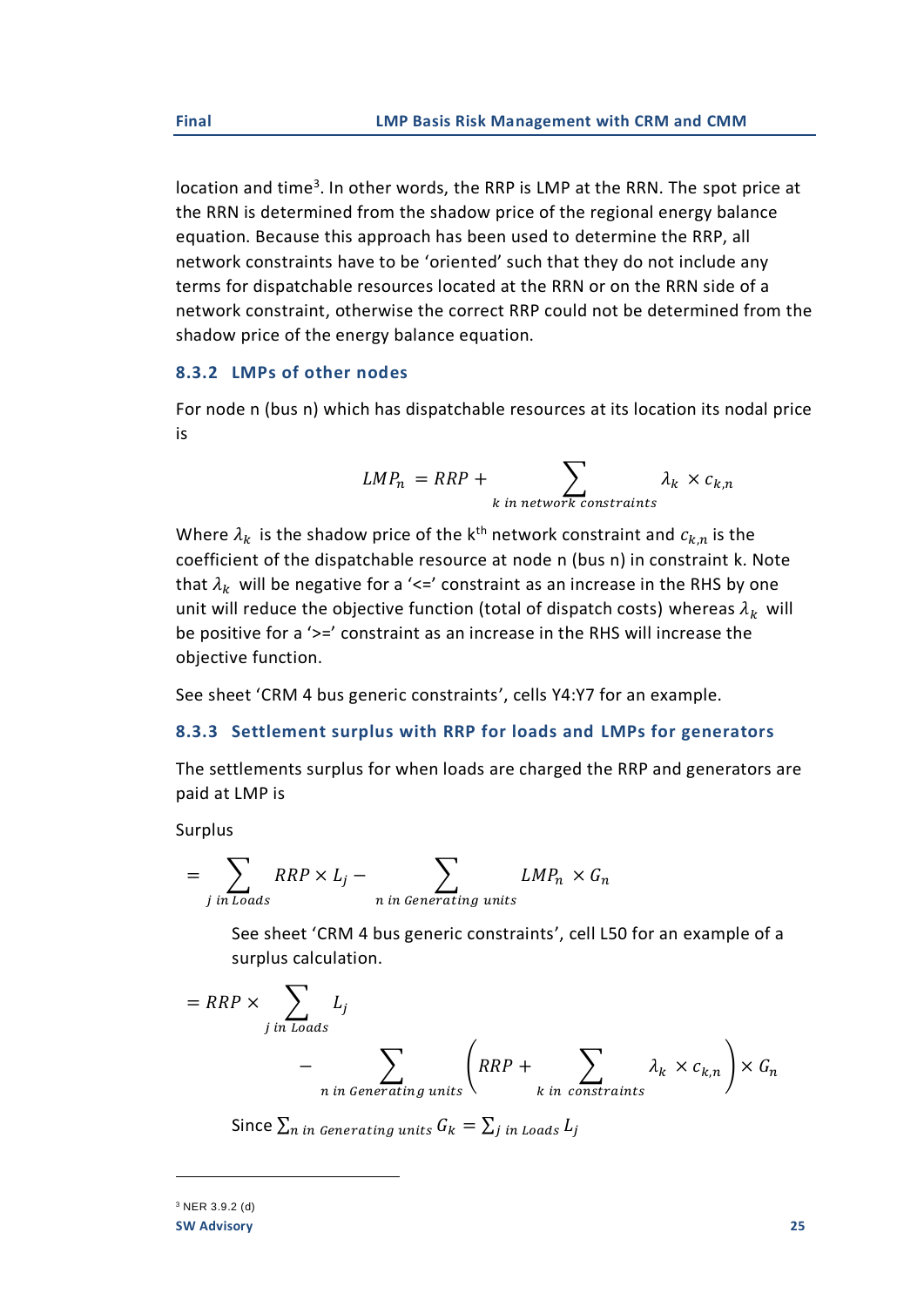location and time[3]. In other words, the RRP is LMP at the RRN. The spot price at the RRN is determined from the shadow price of the regional energy balance equation. Because this approach has been used to determine the RRP, all network constraints have to be 'oriented' such that they do not include any terms for dispatchable resources located at the RRN or on the RRN side of a network constraint, otherwise the correct RRP could not be determined from the shadow price of the energy balance equation.

### 8.3.2 LMPs of other nodes

For node n (bus n) which has dispatchable resources at its location its nodal price is

$$LMP_n = RRP + \sum_{k \text{ in network constraints}} \lambda_k \times c_{k,n}$$

Where $\lambda_k$ is the shadow price of the k[th] network constraint and $c_{k,n}$ is the coefficient of the dispatchable resource at node n (bus n) in constraint k. Note that $\lambda_k$ will be negative for a '<=' constraint as an increase in the RHS by one unit will reduce the objective function (total of dispatch costs) whereas $\lambda_k$ will be positive for a '>=' constraint as an increase in the RHS will increase the objective function.

See sheet 'CRM 4 bus generic constraints', cells Y4:Y7 for an example.

### 8.3.3 Settlement surplus with RRP for loads and LMPs for generators

The settlements surplus for when loads are charged the RRP and generators are paid at LMP is

Surplus

$$= \sum_{j \text{ in Loads}} RRP \times L_j - \sum_{n \text{ in Generating units}} LMP_n \times G_n$$

See sheet 'CRM 4 bus generic constraints', cell L50 for an example of a surplus calculation.

$$= RRP \times \sum_{j \text{ in Loads}} L_j - \sum_{n \text{ in Generating units}} \left( RRP + \sum_{k \text{ in constraints}} \lambda_k \times c_{k,n} \right) \times G_n$$

Since $\sum_{n \text{ in Generating units}} G_k = \sum_{j \text{ in Loads}} L_j$

---

[3] NER 3.9.2 (d)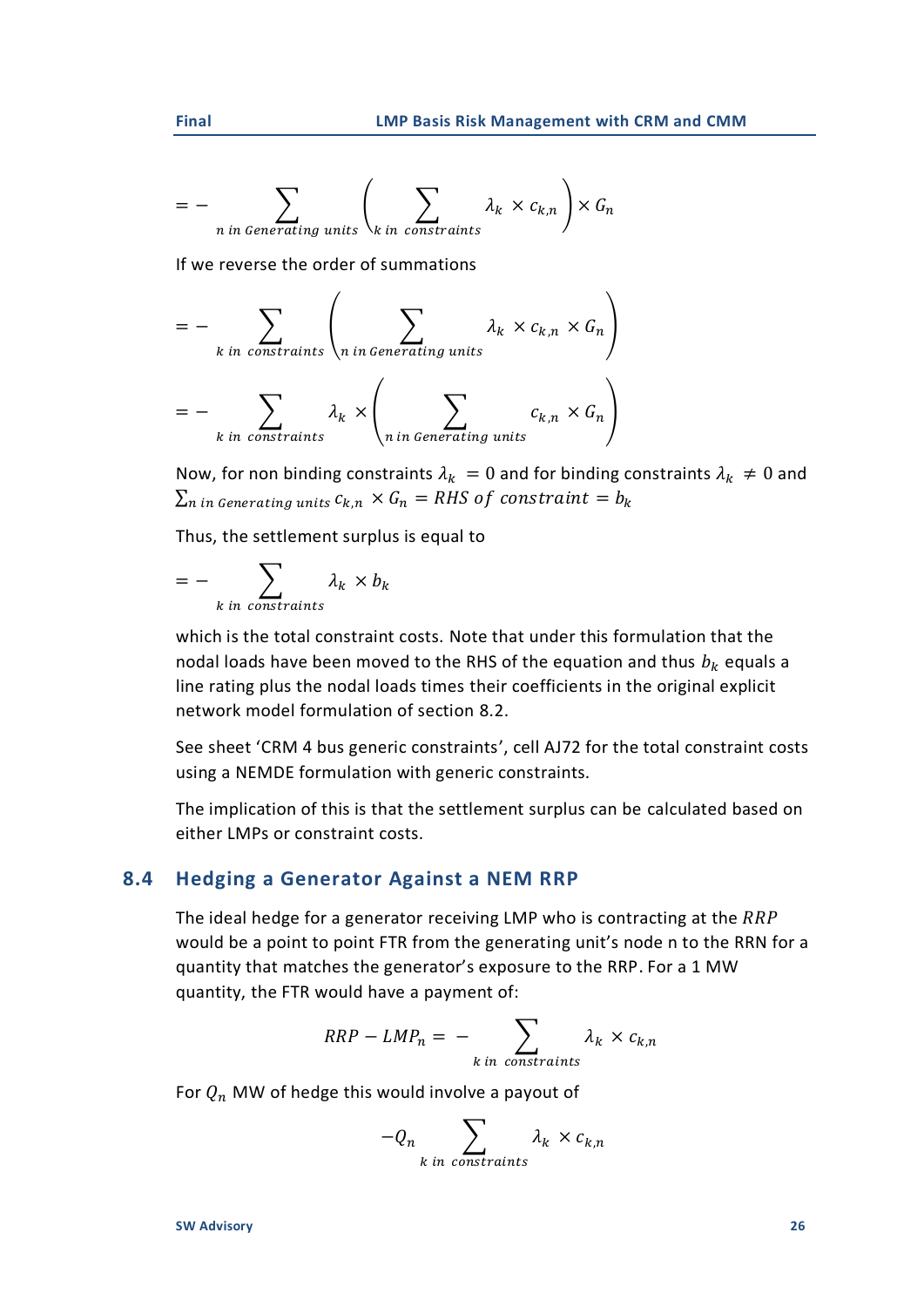$$= - \sum_{n \text{ in } Generating\ units} \left( \sum_{k \text{ in } constraints} \lambda_k \times c_{k,n} \right) \times G_n$$

If we reverse the order of summations

$$= - \sum_{k \text{ in } constraints} \left( \sum_{n \text{ in } Generating\ units} \lambda_k \times c_{k,n} \times G_n \right)$$

$$= - \sum_{k \text{ in } constraints} \lambda_k \times \left( \sum_{n \text{ in } Generating\ units} c_{k,n} \times G_n \right)$$

Now, for non binding constraints $\lambda_k = 0$ and for binding constraints $\lambda_k \neq 0$ and $\sum_{n \text{ in } Generating\ units} c_{k,n} \times G_n = RHS\ of\ constraint = b_k$

Thus, the settlement surplus is equal to

$$= - \sum_{k \text{ in } constraints} \lambda_k \times b_k$$

which is the total constraint costs. Note that under this formulation that the nodal loads have been moved to the RHS of the equation and thus $b_k$ equals a line rating plus the nodal loads times their coefficients in the original explicit network model formulation of section 8.2.

See sheet 'CRM 4 bus generic constraints', cell AJ72 for the total constraint costs using a NEMDE formulation with generic constraints.

The implication of this is that the settlement surplus can be calculated based on either LMPs or constraint costs.

## 8.4 Hedging a Generator Against a NEM RRP

The ideal hedge for a generator receiving LMP who is contracting at the $RRP$ would be a point to point FTR from the generating unit's node n to the RRN for a quantity that matches the generator's exposure to the RRP. For a 1 MW quantity, the FTR would have a payment of:

$$RRP - LMP_n = - \sum_{k \text{ in } constraints} \lambda_k \times c_{k,n}$$

For $Q_n$ MW of hedge this would involve a payout of

$$-Q_n \sum_{k \text{ in } constraints} \lambda_k \times c_{k,n}$$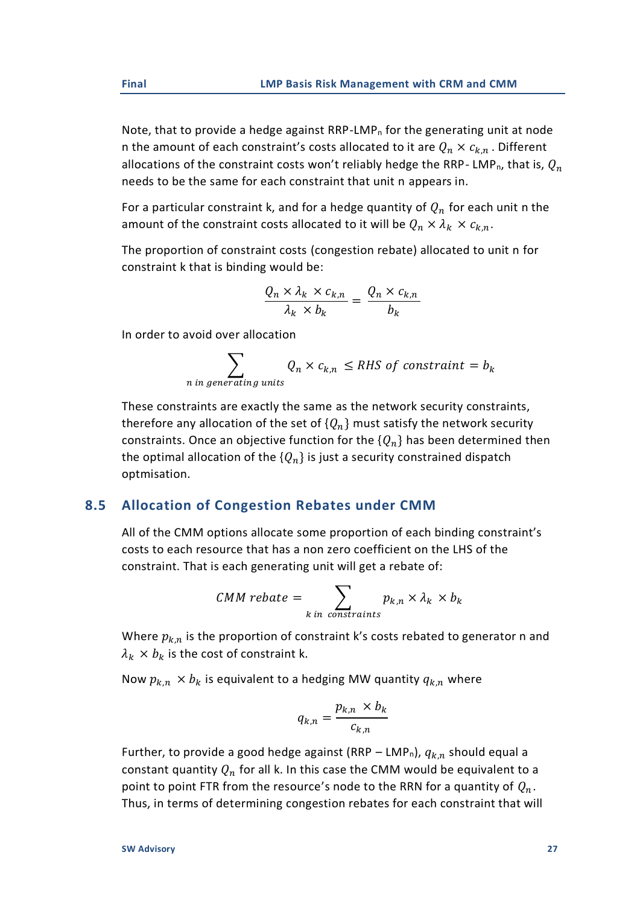Note, that to provide a hedge against RRP-LMP$_n$ for the generating unit at node n the amount of each constraint's costs allocated to it are $Q_n \times c_{k,n}$ . Different allocations of the constraint costs won't reliably hedge the RRP- LMP$_n$, that is, $Q_n$ needs to be the same for each constraint that unit n appears in.

For a particular constraint k, and for a hedge quantity of $Q_n$ for each unit n the amount of the constraint costs allocated to it will be $Q_n \times \lambda_k \times c_{k,n}$.

The proportion of constraint costs (congestion rebate) allocated to unit n for constraint k that is binding would be:

$$\frac{Q_n \times \lambda_k \times c_{k,n}}{\lambda_k \times b_k} = \frac{Q_n \times c_{k,n}}{b_k}$$

In order to avoid over allocation

$$\sum_{n \text{ in generating units}} Q_n \times c_{k,n} \leq RHS \text{ of constraint} = b_k$$

These constraints are exactly the same as the network security constraints, therefore any allocation of the set of $\{Q_n\}$ must satisfy the network security constraints. Once an objective function for the $\{Q_n\}$ has been determined then the optimal allocation of the $\{Q_n\}$ is just a security constrained dispatch optmisation.

## 8.5 Allocation of Congestion Rebates under CMM

All of the CMM options allocate some proportion of each binding constraint's costs to each resource that has a non zero coefficient on the LHS of the constraint. That is each generating unit will get a rebate of:

$$CMM \text{ rebate} = \sum_{k \text{ in constraints}} p_{k,n} \times \lambda_k \times b_k$$

Where $p_{k,n}$ is the proportion of constraint k's costs rebated to generator n and $\lambda_k \times b_k$ is the cost of constraint k.

Now $p_{k,n} \times b_k$ is equivalent to a hedging MW quantity $q_{k,n}$ where

$$q_{k,n} = \frac{p_{k,n} \times b_k}{c_{k,n}}$$

Further, to provide a good hedge against (RRP – LMP$_n$), $q_{k,n}$ should equal a constant quantity $Q_n$ for all k. In this case the CMM would be equivalent to a point to point FTR from the resource's node to the RRN for a quantity of $Q_n$. Thus, in terms of determining congestion rebates for each constraint that will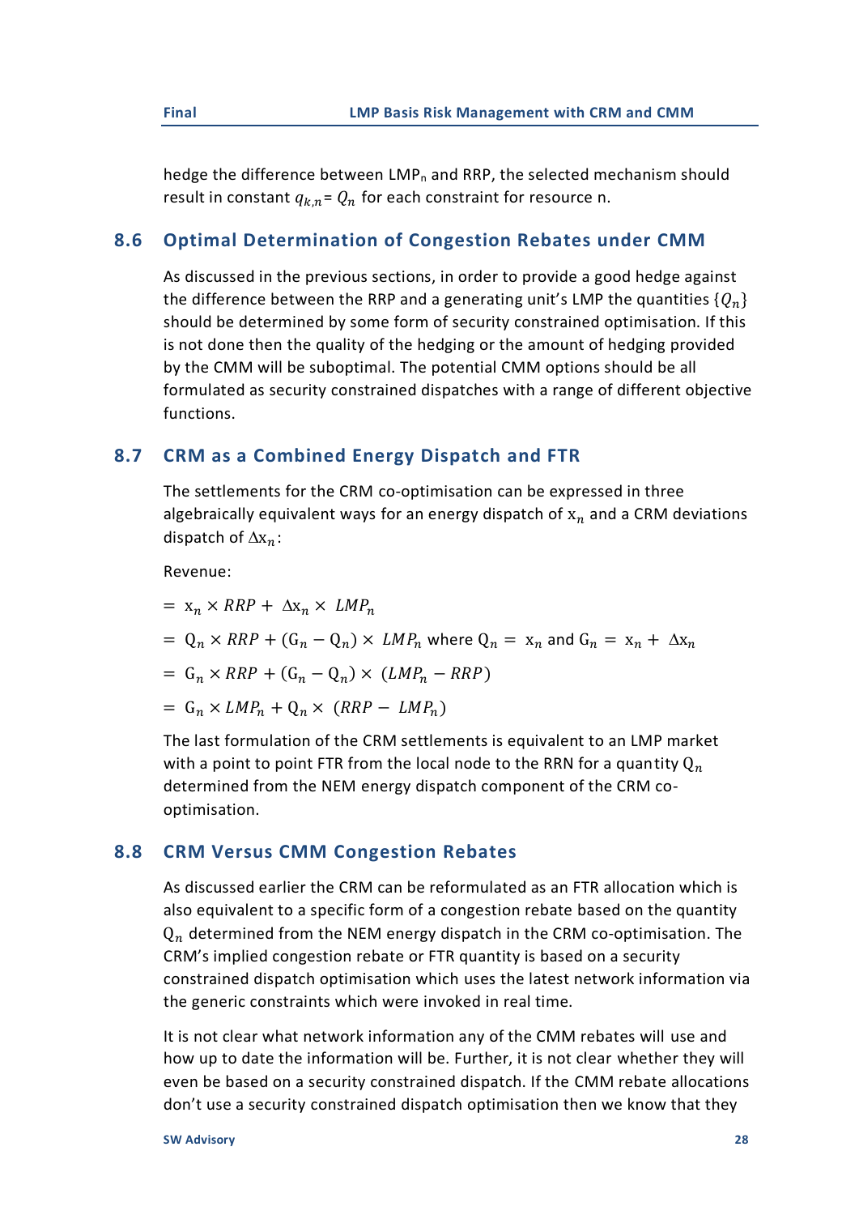hedge the difference between $LMP_n$ and RRP, the selected mechanism should result in constant $q_{k,n} = Q_n$ for each constraint for resource n.

## 8.6 Optimal Determination of Congestion Rebates under CMM

As discussed in the previous sections, in order to provide a good hedge against the difference between the RRP and a generating unit's LMP the quantities $\{Q_n\}$ should be determined by some form of security constrained optimisation. If this is not done then the quality of the hedging or the amount of hedging provided by the CMM will be suboptimal. The potential CMM options should be all formulated as security constrained dispatches with a range of different objective functions.

## 8.7 CRM as a Combined Energy Dispatch and FTR

The settlements for the CRM co-optimisation can be expressed in three algebraically equivalent ways for an energy dispatch of $x_n$ and a CRM deviations dispatch of $\Delta x_n$:

Revenue:

$= x_n \times RRP + \Delta x_n \times LMP_n$

$= Q_n \times RRP + (G_n - Q_n) \times LMP_n$ where $Q_n = x_n$ and $G_n = x_n + \Delta x_n$

$= G_n \times RRP + (G_n - Q_n) \times (LMP_n - RRP)$

$= G_n \times LMP_n + Q_n \times (RRP - LMP_n)$

The last formulation of the CRM settlements is equivalent to an LMP market with a point to point FTR from the local node to the RRN for a quantity $Q_n$ determined from the NEM energy dispatch component of the CRM co-optimisation.

## 8.8 CRM Versus CMM Congestion Rebates

As discussed earlier the CRM can be reformulated as an FTR allocation which is also equivalent to a specific form of a congestion rebate based on the quantity $Q_n$ determined from the NEM energy dispatch in the CRM co-optimisation. The CRM's implied congestion rebate or FTR quantity is based on a security constrained dispatch optimisation which uses the latest network information via the generic constraints which were invoked in real time.

It is not clear what network information any of the CMM rebates will use and how up to date the information will be. Further, it is not clear whether they will even be based on a security constrained dispatch. If the CMM rebate allocations don't use a security constrained dispatch optimisation then we know that they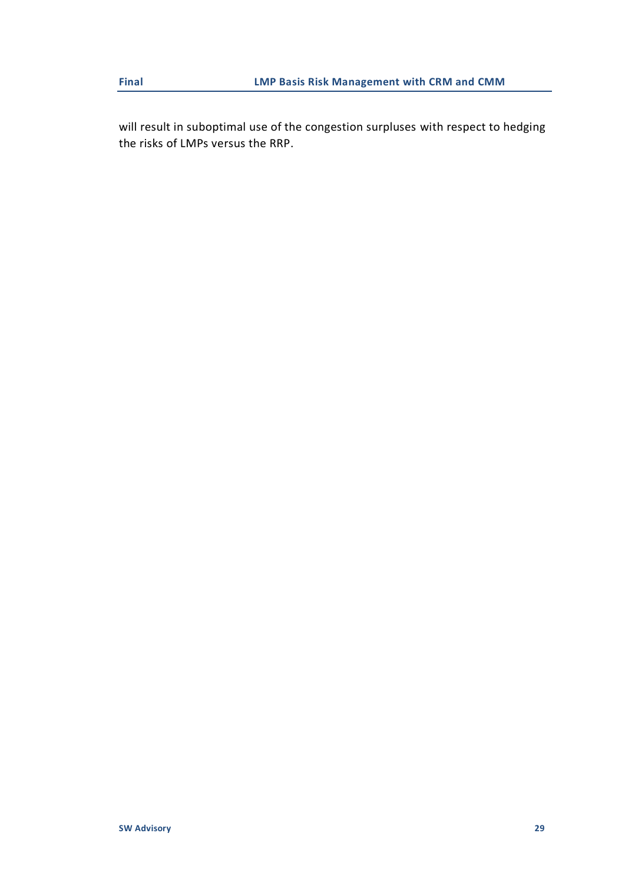will result in suboptimal use of the congestion surpluses with respect to hedging the risks of LMPs versus the RRP.